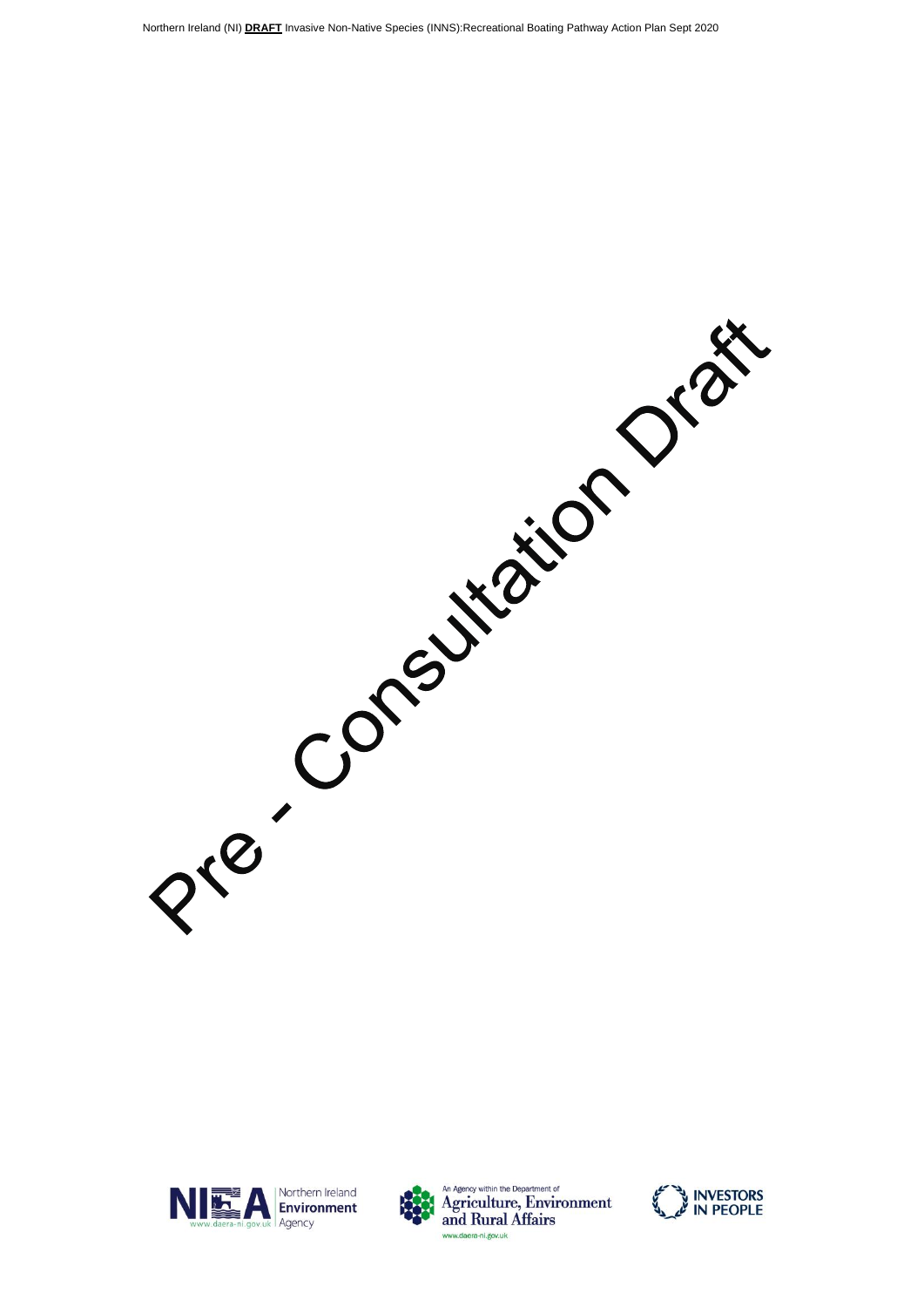Northern Ireland (NI) **DRAFT** Invasive Non-Native Species (INNS):Recreational Boating Pathway Action Plan Sept 2020

Pre - Consultation Draft

Northern Ireland Environment Agency
www.daera-ni.gov.uk

An Agency within the Department of Agriculture, Environment and Rural Affairs
www.daera-ni.gov.uk

INVESTORS IN PEOPLE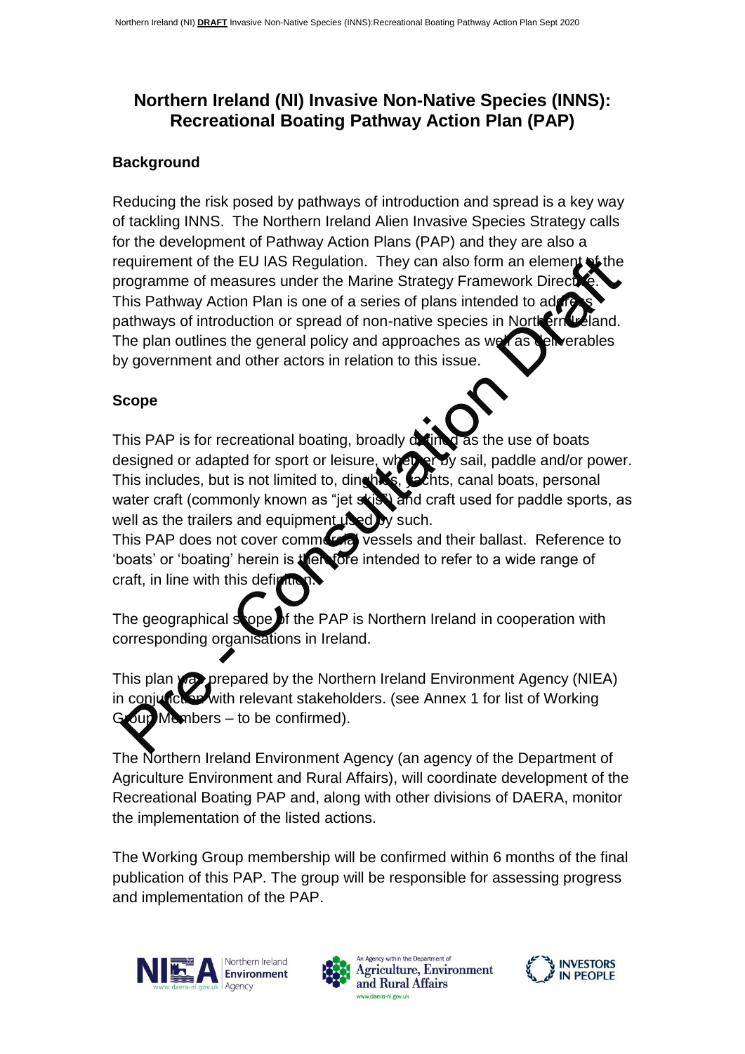# Northern Ireland (NI) Invasive Non-Native Species (INNS): Recreational Boating Pathway Action Plan (PAP)

## Background

Reducing the risk posed by pathways of introduction and spread is a key way of tackling INNS. The Northern Ireland Alien Invasive Species Strategy calls for the development of Pathway Action Plans (PAP) and they are also a requirement of the EU IAS Regulation. They can also form an element of the programme of measures under the Marine Strategy Framework Directive. This Pathway Action Plan is one of a series of plans intended to address pathways of introduction or spread of non-native species in Northern Ireland. The plan outlines the general policy and approaches as well as deliverables by government and other actors in relation to this issue.

## Scope

This PAP is for recreational boating, broadly defined as the use of boats designed or adapted for sport or leisure, whether by sail, paddle and/or power. This includes, but is not limited to, dinghies, yachts, canal boats, personal water craft (commonly known as "jet skis") and craft used for paddle sports, as well as the trailers and equipment used by such.

This PAP does not cover commercial vessels and their ballast. Reference to 'boats' or 'boating' herein is therefore intended to refer to a wide range of craft, in line with this definition.

The geographical scope of the PAP is Northern Ireland in cooperation with corresponding organisations in Ireland.

This plan was prepared by the Northern Ireland Environment Agency (NIEA) in conjunction with relevant stakeholders. (see Annex 1 for list of Working Group Members – to be confirmed).

The Northern Ireland Environment Agency (an agency of the Department of Agriculture Environment and Rural Affairs), will coordinate development of the Recreational Boating PAP and, along with other divisions of DAERA, monitor the implementation of the listed actions.

The Working Group membership will be confirmed within 6 months of the final publication of this PAP. The group will be responsible for assessing progress and implementation of the PAP.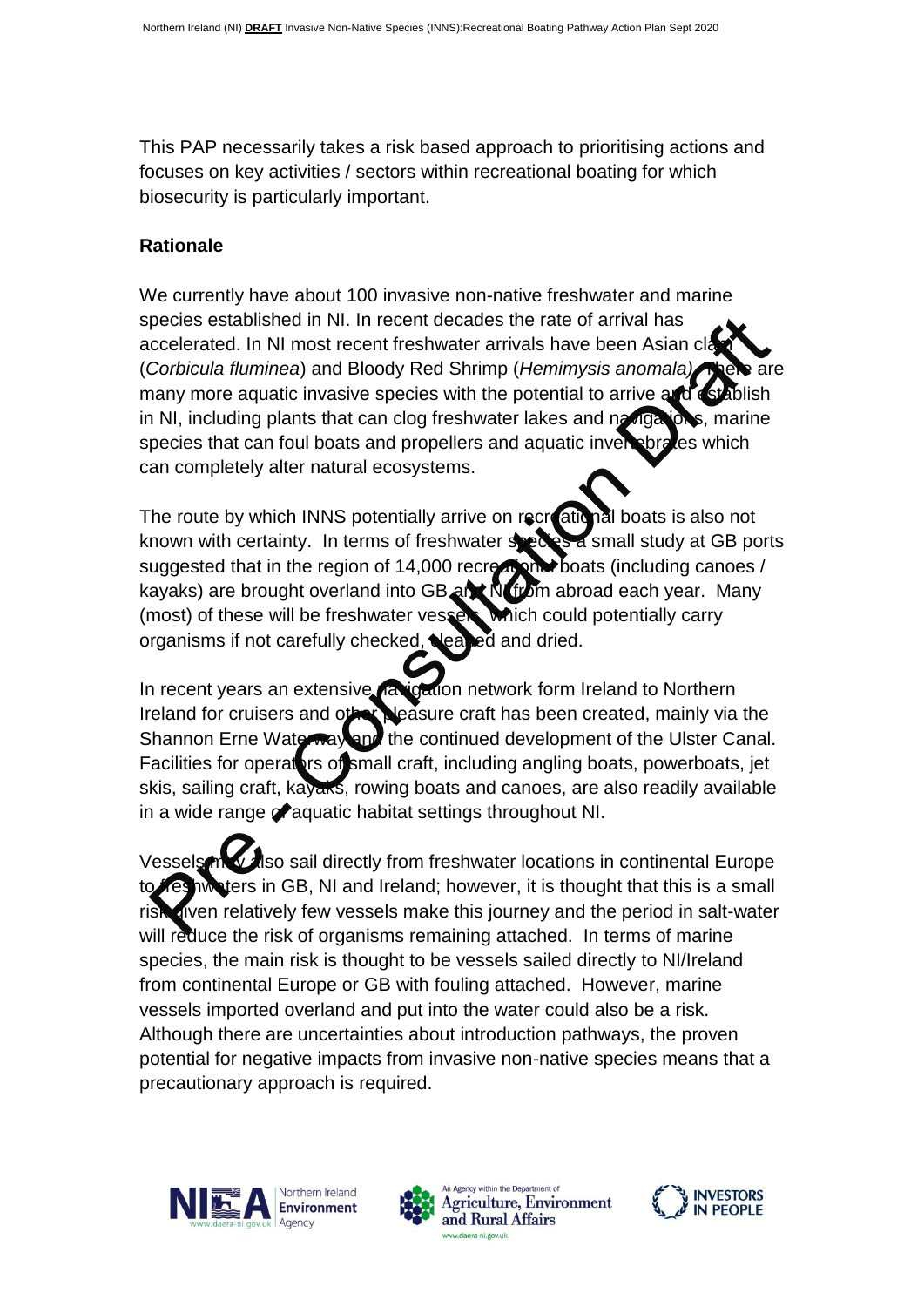This PAP necessarily takes a risk based approach to prioritising actions and focuses on key activities / sectors within recreational boating for which biosecurity is particularly important.

**Rationale**

We currently have about 100 invasive non-native freshwater and marine species established in NI. In recent decades the rate of arrival has accelerated. In NI most recent freshwater arrivals have been Asian clam (*Corbicula fluminea*) and Bloody Red Shrimp (*Hemimysis anomala*). There are many more aquatic invasive species with the potential to arrive and establish in NI, including plants that can clog freshwater lakes and navigations, marine species that can foul boats and propellers and aquatic invertebrates which can completely alter natural ecosystems.

The route by which INNS potentially arrive on recreational boats is also not known with certainty. In terms of freshwater species a small study at GB ports suggested that in the region of 14,000 recreational boats (including canoes / kayaks) are brought overland into GB and NI from abroad each year. Many (most) of these will be freshwater vessels which could potentially carry organisms if not carefully checked, cleaned and dried.

In recent years an extensive navigation network form Ireland to Northern Ireland for cruisers and other pleasure craft has been created, mainly via the Shannon Erne Waterway and the continued development of the Ulster Canal. Facilities for operators of small craft, including angling boats, powerboats, jet skis, sailing craft, kayaks, rowing boats and canoes, are also readily available in a wide range of aquatic habitat settings throughout NI.

Vessels may also sail directly from freshwater locations in continental Europe to freshwaters in GB, NI and Ireland; however, it is thought that this is a small risk given relatively few vessels make this journey and the period in salt-water will reduce the risk of organisms remaining attached. In terms of marine species, the main risk is thought to be vessels sailed directly to NI/Ireland from continental Europe or GB with fouling attached. However, marine vessels imported overland and put into the water could also be a risk. Although there are uncertainties about introduction pathways, the proven potential for negative impacts from invasive non-native species means that a precautionary approach is required.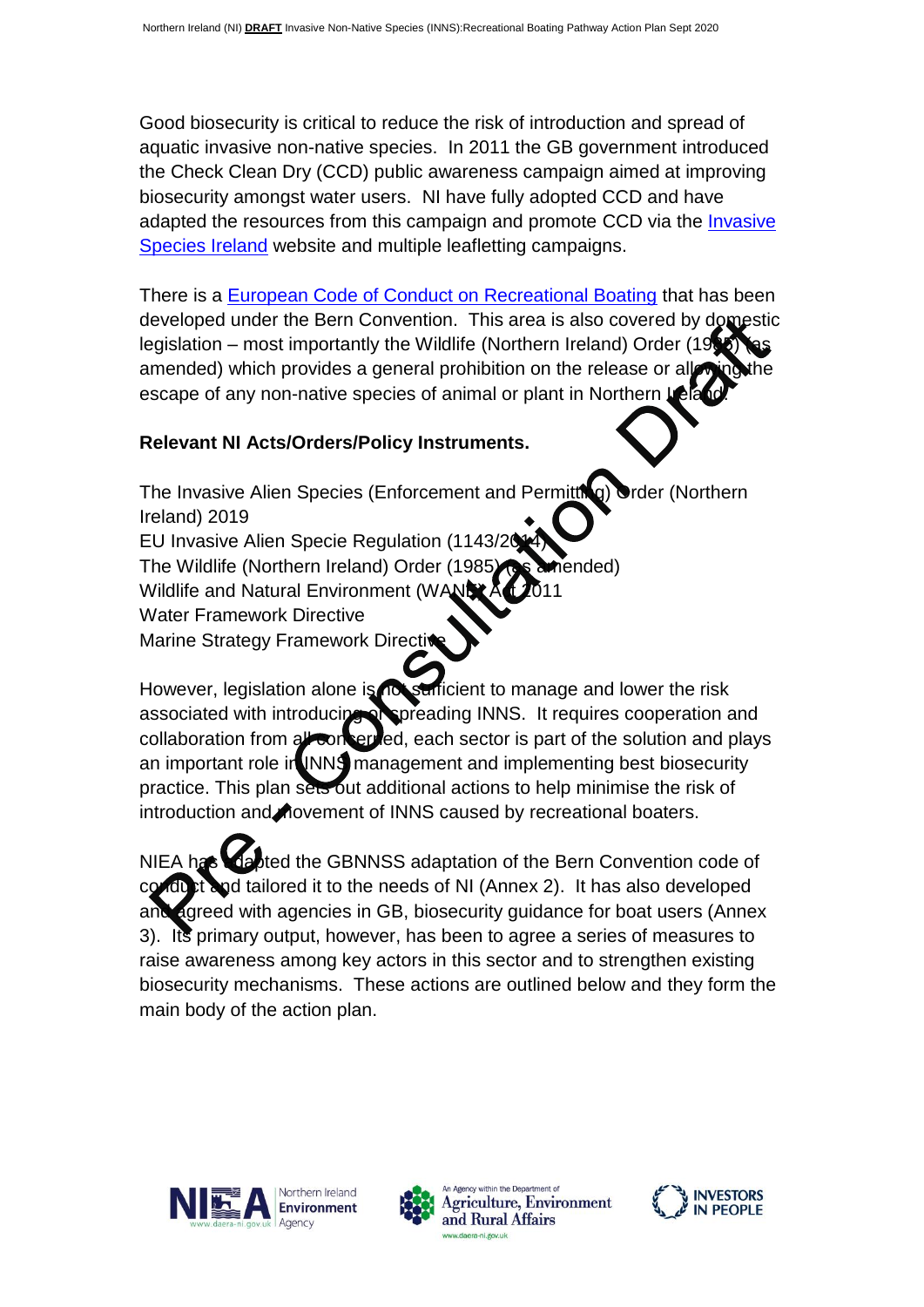Good biosecurity is critical to reduce the risk of introduction and spread of aquatic invasive non-native species. In 2011 the GB government introduced the Check Clean Dry (CCD) public awareness campaign aimed at improving biosecurity amongst water users. NI have fully adopted CCD and have adapted the resources from this campaign and promote CCD via the Invasive Species Ireland website and multiple leafletting campaigns.

There is a European Code of Conduct on Recreational Boating that has been developed under the Bern Convention. This area is also covered by domestic legislation – most importantly the Wildlife (Northern Ireland) Order (1985) (as amended) which provides a general prohibition on the release or allowing the escape of any non-native species of animal or plant in Northern Ireland.

**Relevant NI Acts/Orders/Policy Instruments.**

The Invasive Alien Species (Enforcement and Permitting) Order (Northern Ireland) 2019
EU Invasive Alien Specie Regulation (1143/2014)
The Wildlife (Northern Ireland) Order (1985) (as amended)
Wildlife and Natural Environment (WANE) Act 2011
Water Framework Directive
Marine Strategy Framework Directive

However, legislation alone is not sufficient to manage and lower the risk associated with introducing or spreading INNS. It requires cooperation and collaboration from all concerned, each sector is part of the solution and plays an important role in INNS management and implementing best biosecurity practice. This plan sets out additional actions to help minimise the risk of introduction and movement of INNS caused by recreational boaters.

NIEA has adapted the GBNNSS adaptation of the Bern Convention code of conduct and tailored it to the needs of NI (Annex 2). It has also developed and agreed with agencies in GB, biosecurity guidance for boat users (Annex 3). Its primary output, however, has been to agree a series of measures to raise awareness among key actors in this sector and to strengthen existing biosecurity mechanisms. These actions are outlined below and they form the main body of the action plan.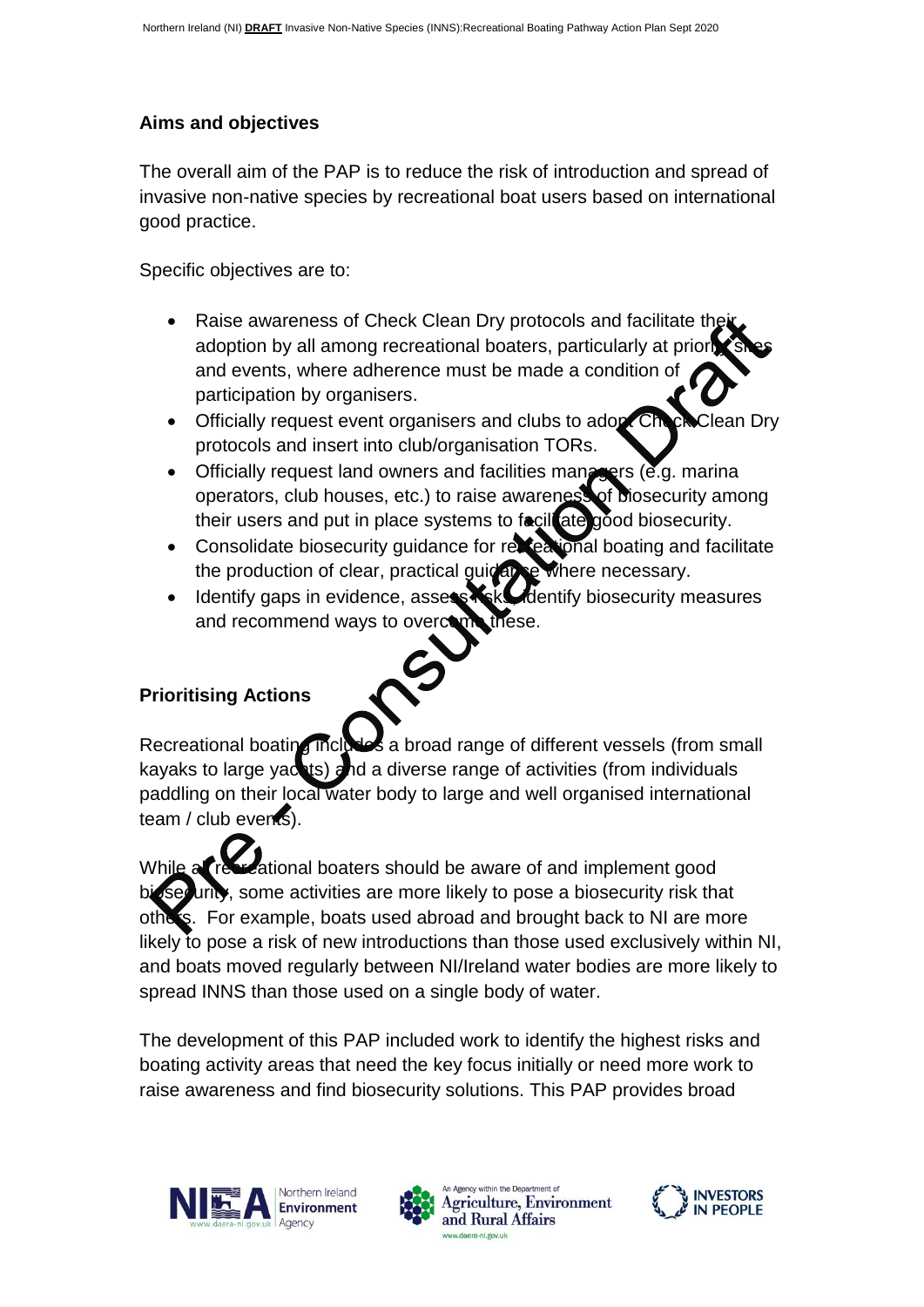## Aims and objectives

The overall aim of the PAP is to reduce the risk of introduction and spread of invasive non-native species by recreational boat users based on international good practice.

Specific objectives are to:

- Raise awareness of Check Clean Dry protocols and facilitate their adoption by all among recreational boaters, particularly at priority sites and events, where adherence must be made a condition of participation by organisers.
- Officially request event organisers and clubs to adopt Check Clean Dry protocols and insert into club/organisation TORs.
- Officially request land owners and facilities managers (e.g. marina operators, club houses, etc.) to raise awareness of biosecurity among their users and put in place systems to facilitate good biosecurity.
- Consolidate biosecurity guidance for recreational boating and facilitate the production of clear, practical guidance where necessary.
- Identify gaps in evidence, assess risks, identify biosecurity measures and recommend ways to overcome these.

## Prioritising Actions

Recreational boating includes a broad range of different vessels (from small kayaks to large yachts) and a diverse range of activities (from individuals paddling on their local water body to large and well organised international team / club events).

While all recreational boaters should be aware of and implement good biosecurity, some activities are more likely to pose a biosecurity risk that others. For example, boats used abroad and brought back to NI are more likely to pose a risk of new introductions than those used exclusively within NI, and boats moved regularly between NI/Ireland water bodies are more likely to spread INNS than those used on a single body of water.

The development of this PAP included work to identify the highest risks and boating activity areas that need the key focus initially or need more work to raise awareness and find biosecurity solutions. This PAP provides broad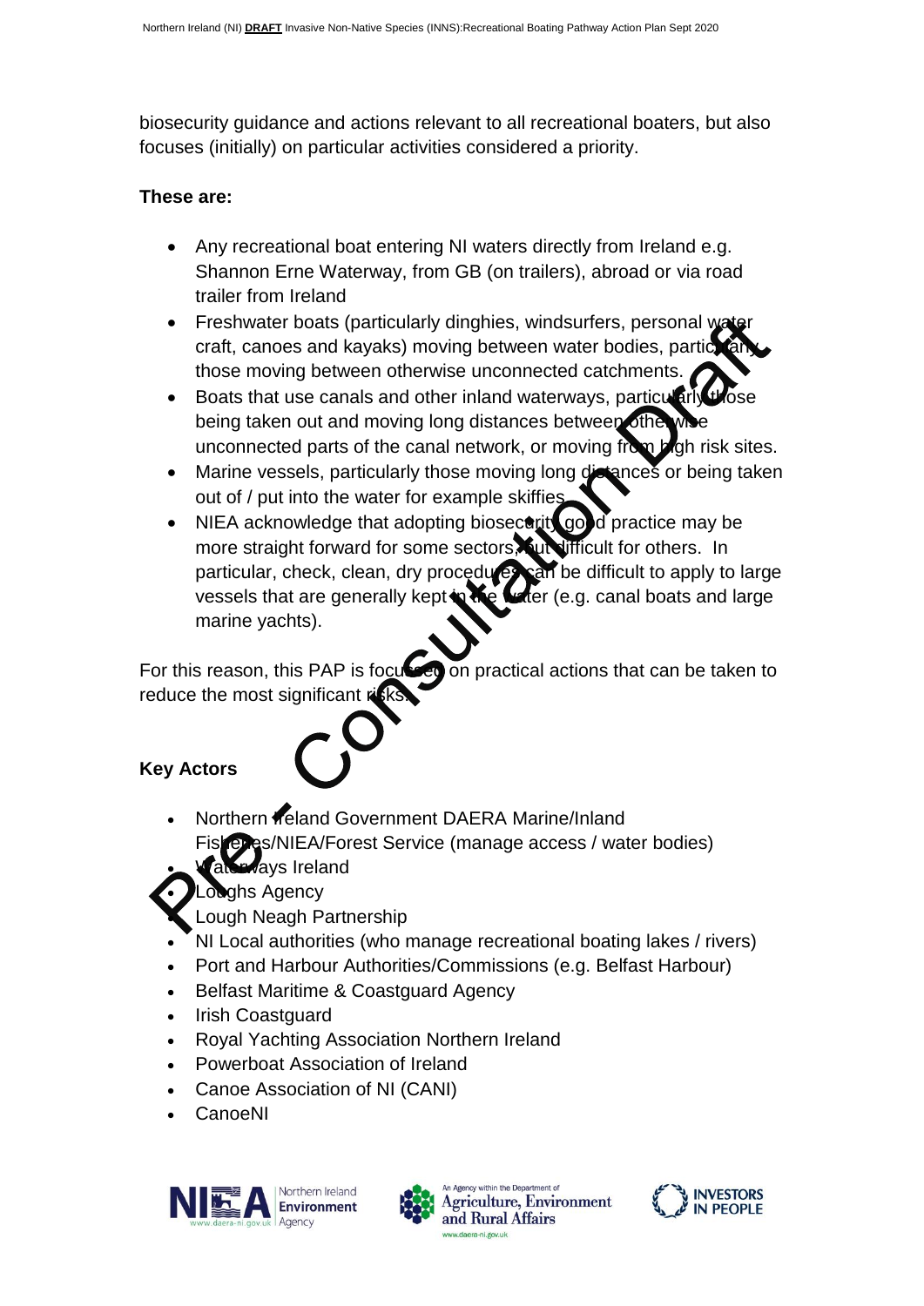biosecurity guidance and actions relevant to all recreational boaters, but also focuses (initially) on particular activities considered a priority.

**These are:**

- Any recreational boat entering NI waters directly from Ireland e.g. Shannon Erne Waterway, from GB (on trailers), abroad or via road trailer from Ireland
- Freshwater boats (particularly dinghies, windsurfers, personal water craft, canoes and kayaks) moving between water bodies, particularly those moving between otherwise unconnected catchments.
- Boats that use canals and other inland waterways, particularly those being taken out and moving long distances between otherwise unconnected parts of the canal network, or moving from high risk sites.
- Marine vessels, particularly those moving long distances or being taken out of / put into the water for example skiffies.
- NIEA acknowledge that adopting biosecurity good practice may be more straight forward for some sectors, but difficult for others. In particular, check, clean, dry procedures can be difficult to apply to large vessels that are generally kept in the water (e.g. canal boats and large marine yachts).

For this reason, this PAP is focussed on practical actions that can be taken to reduce the most significant risks.

**Key Actors**

- Northern Ireland Government DAERA Marine/Inland Fisheries/NIEA/Forest Service (manage access / water bodies)
- Waterways Ireland
- Loughs Agency
- Lough Neagh Partnership
- NI Local authorities (who manage recreational boating lakes / rivers)
- Port and Harbour Authorities/Commissions (e.g. Belfast Harbour)
- Belfast Maritime & Coastguard Agency
- Irish Coastguard
- Royal Yachting Association Northern Ireland
- Powerboat Association of Ireland
- Canoe Association of NI (CANI)
- CanoeNI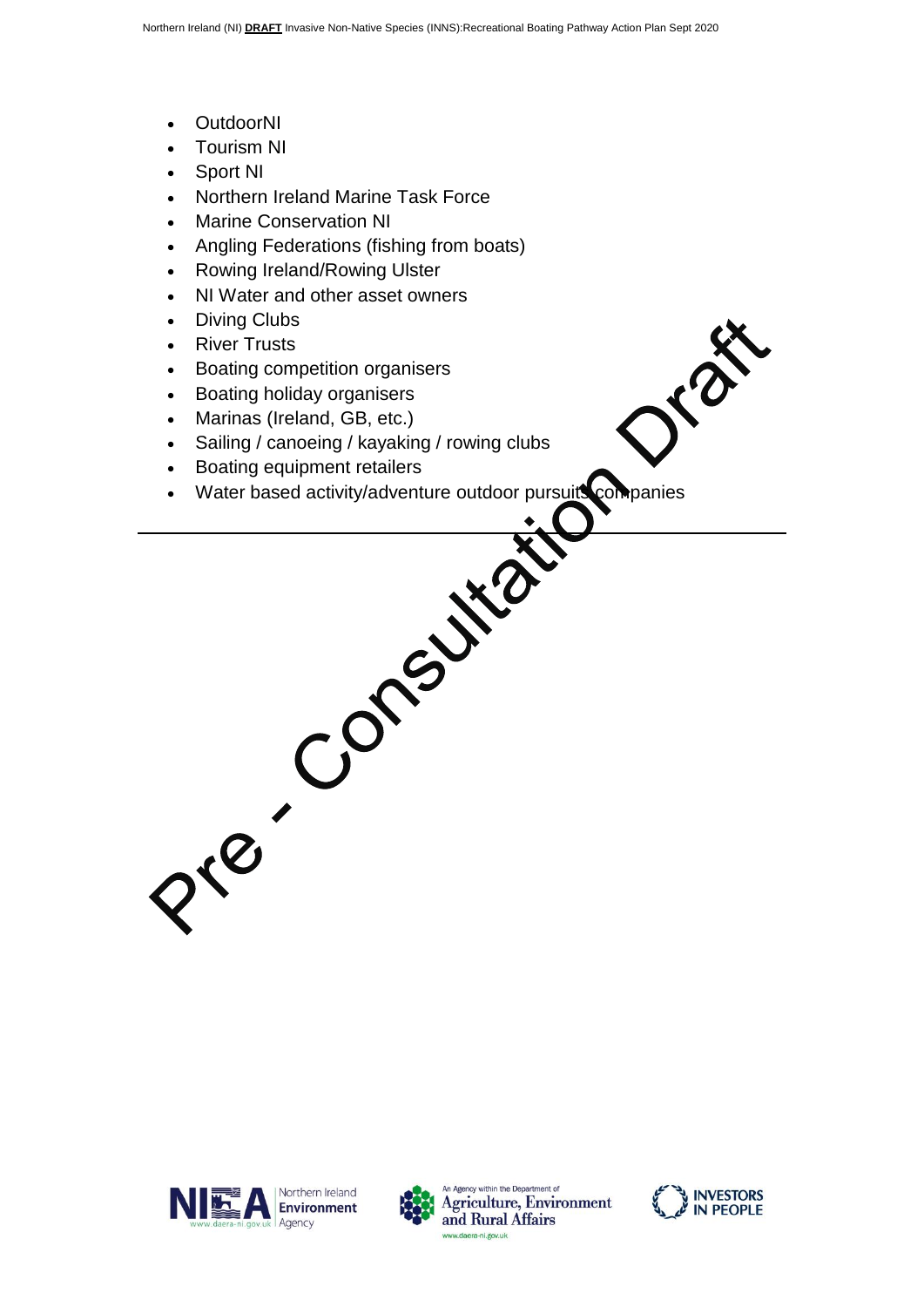- OutdoorNI
- Tourism NI
- Sport NI
- Northern Ireland Marine Task Force
- Marine Conservation NI
- Angling Federations (fishing from boats)
- Rowing Ireland/Rowing Ulster
- NI Water and other asset owners
- Diving Clubs
- River Trusts
- Boating competition organisers
- Boating holiday organisers
- Marinas (Ireland, GB, etc.)
- Sailing / canoeing / kayaking / rowing clubs
- Boating equipment retailers
- Water based activity/adventure outdoor pursuits companies

---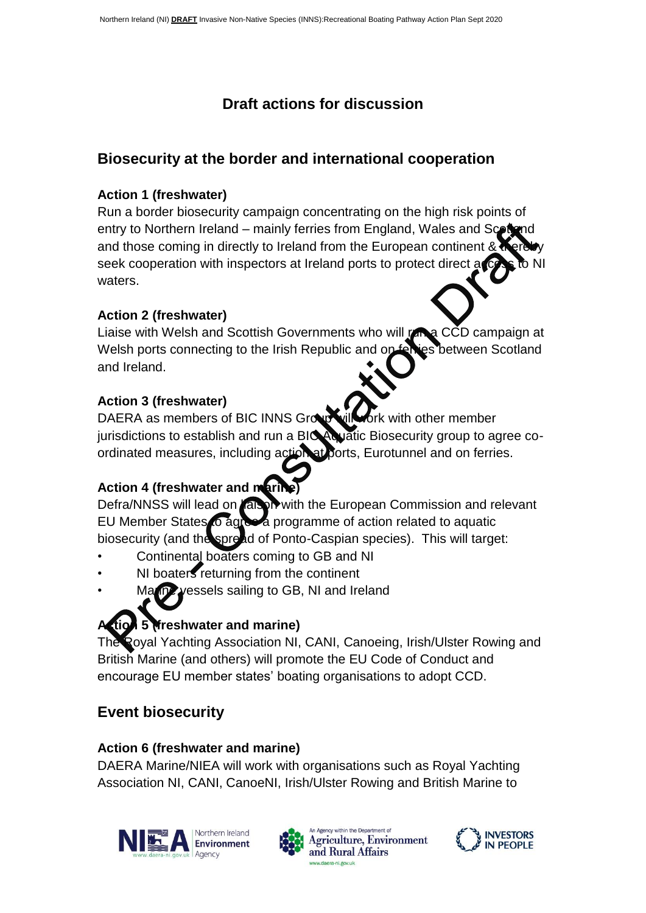## Draft actions for discussion

## Biosecurity at the border and international cooperation

### Action 1 (freshwater)

Run a border biosecurity campaign concentrating on the high risk points of entry to Northern Ireland – mainly ferries from England, Wales and Scotland and those coming in directly to Ireland from the European continent & thereby seek cooperation with inspectors at Ireland ports to protect direct access to NI waters.

### Action 2 (freshwater)

Liaise with Welsh and Scottish Governments who will run a CCD campaign at Welsh ports connecting to the Irish Republic and on ferries between Scotland and Ireland.

### Action 3 (freshwater)

DAERA as members of BIC INNS Group will work with other member jurisdictions to establish and run a BIC Aquatic Biosecurity group to agree co-ordinated measures, including action at ports, Eurotunnel and on ferries.

### Action 4 (freshwater and marine)

Defra/NNSS will lead on liaison with the European Commission and relevant EU Member States to agree a programme of action related to aquatic biosecurity (and the spread of Ponto-Caspian species). This will target:

- Continental boaters coming to GB and NI
- NI boaters returning from the continent
- Marine vessels sailing to GB, NI and Ireland

### Action 5 (freshwater and marine)

The Royal Yachting Association NI, CANI, Canoeing, Irish/Ulster Rowing and British Marine (and others) will promote the EU Code of Conduct and encourage EU member states' boating organisations to adopt CCD.

## Event biosecurity

### Action 6 (freshwater and marine)

DAERA Marine/NIEA will work with organisations such as Royal Yachting Association NI, CANI, CanoeNI, Irish/Ulster Rowing and British Marine to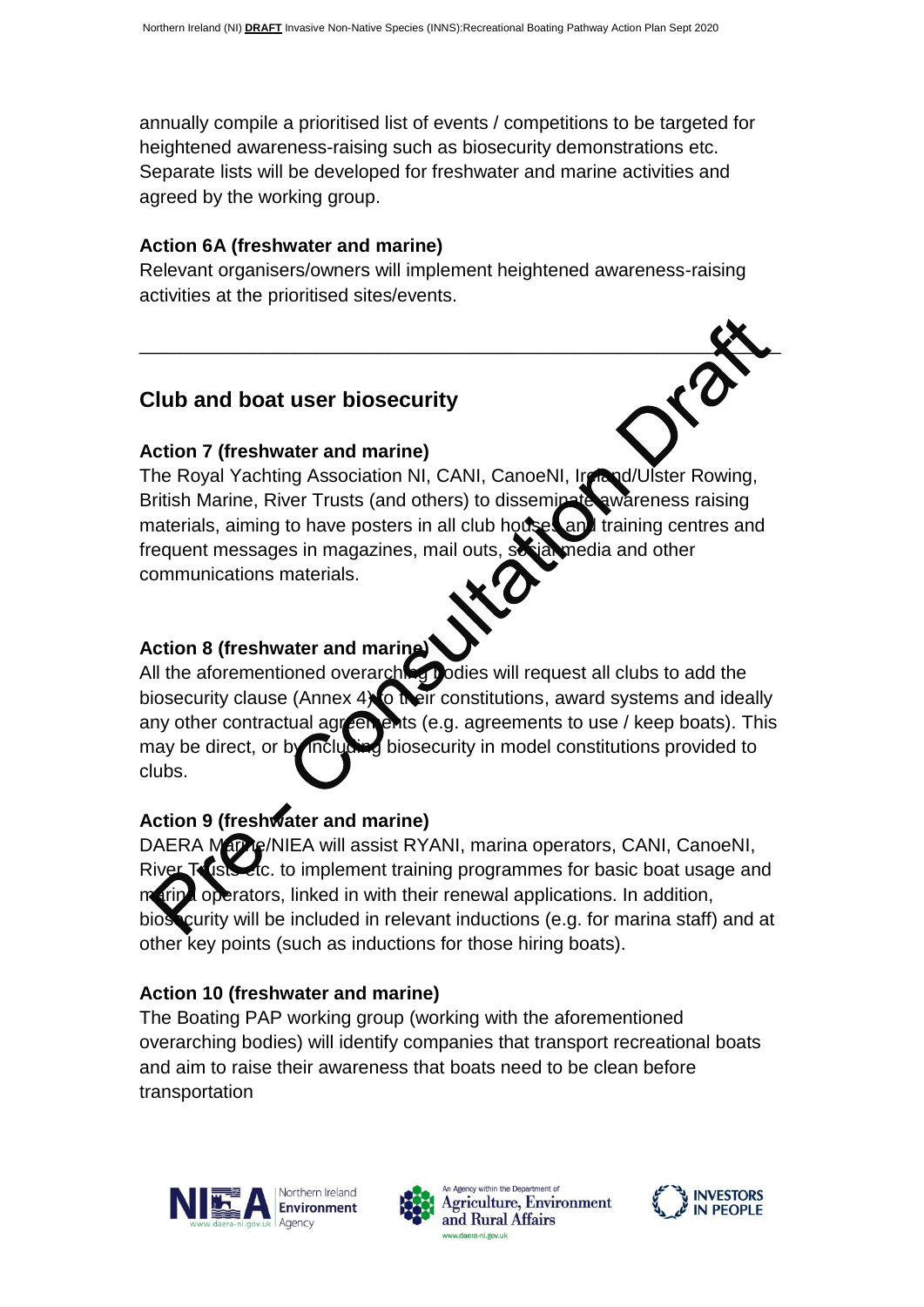annually compile a prioritised list of events / competitions to be targeted for heightened awareness-raising such as biosecurity demonstrations etc. Separate lists will be developed for freshwater and marine activities and agreed by the working group.

**Action 6A (freshwater and marine)**
Relevant organisers/owners will implement heightened awareness-raising activities at the prioritised sites/events.

---

## Club and boat user biosecurity

**Action 7 (freshwater and marine)**
The Royal Yachting Association NI, CANI, CanoeNI, Ireland/Ulster Rowing, British Marine, River Trusts (and others) to disseminate awareness raising materials, aiming to have posters in all club houses and training centres and frequent messages in magazines, mail outs, social media and other communications materials.

**Action 8 (freshwater and marine)**
All the aforementioned overarching bodies will request all clubs to add the biosecurity clause (Annex 4) to their constitutions, award systems and ideally any other contractual agreements (e.g. agreements to use / keep boats). This may be direct, or by including biosecurity in model constitutions provided to clubs.

**Action 9 (freshwater and marine)**
DAERA Marine/NIEA will assist RYANI, marina operators, CANI, CanoeNI, River Trusts etc. to implement training programmes for basic boat usage and marina operators, linked in with their renewal applications. In addition, biosecurity will be included in relevant inductions (e.g. for marina staff) and at other key points (such as inductions for those hiring boats).

**Action 10 (freshwater and marine)**
The Boating PAP working group (working with the aforementioned overarching bodies) will identify companies that transport recreational boats and aim to raise their awareness that boats need to be clean before transportation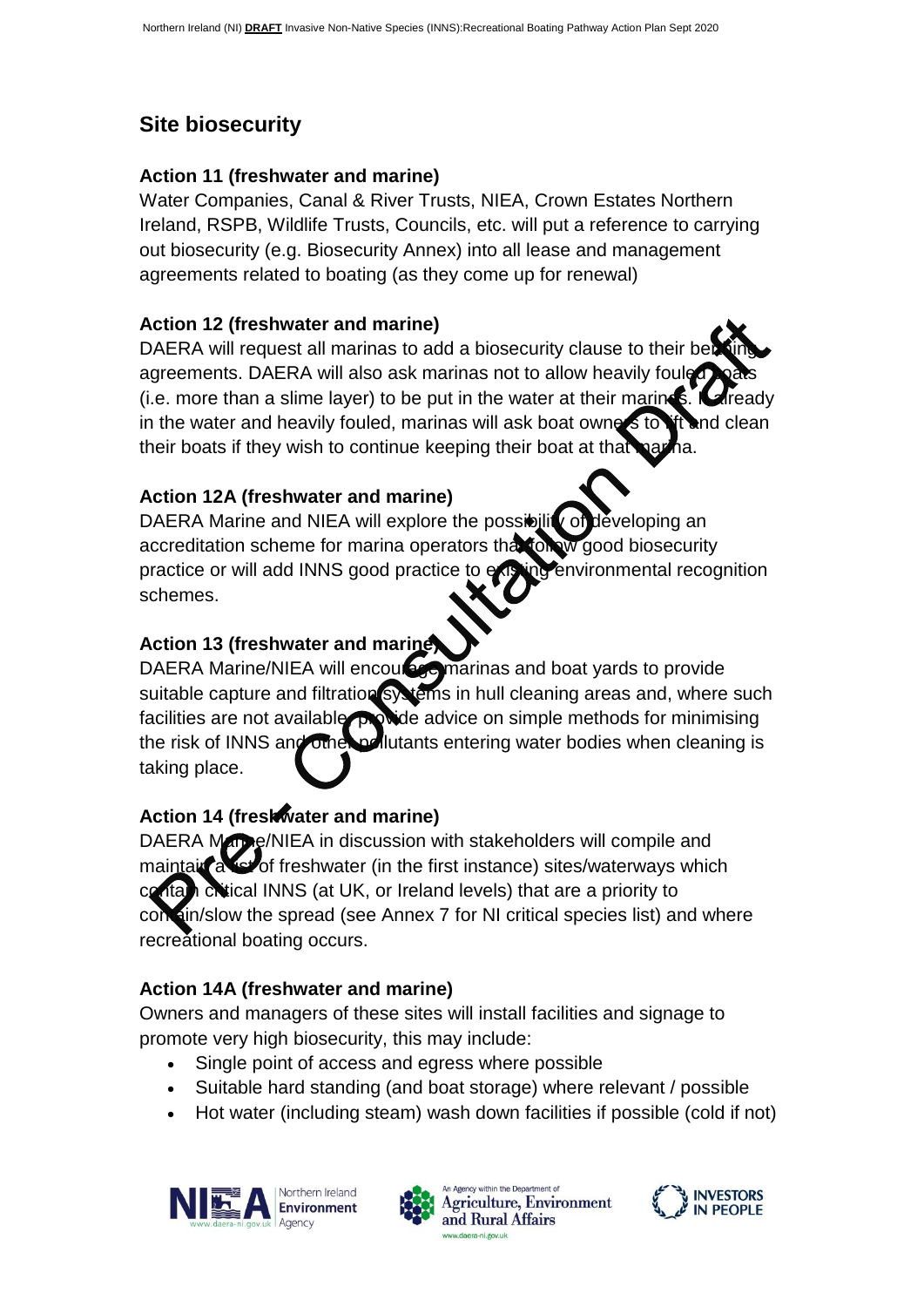## Site biosecurity

### Action 11 (freshwater and marine)

Water Companies, Canal & River Trusts, NIEA, Crown Estates Northern Ireland, RSPB, Wildlife Trusts, Councils, etc. will put a reference to carrying out biosecurity (e.g. Biosecurity Annex) into all lease and management agreements related to boating (as they come up for renewal)

### Action 12 (freshwater and marine)

DAERA will request all marinas to add a biosecurity clause to their berthing agreements. DAERA will also ask marinas not to allow heavily fouled boats (i.e. more than a slime layer) to be put in the water at their marinas. If already in the water and heavily fouled, marinas will ask boat owners to lift and clean their boats if they wish to continue keeping their boat at that marina.

### Action 12A (freshwater and marine)

DAERA Marine and NIEA will explore the possibility of developing an accreditation scheme for marina operators that follow good biosecurity practice or will add INNS good practice to existing environmental recognition schemes.

### Action 13 (freshwater and marine)

DAERA Marine/NIEA will encourage marinas and boat yards to provide suitable capture and filtration systems in hull cleaning areas and, where such facilities are not available, provide advice on simple methods for minimising the risk of INNS and other pollutants entering water bodies when cleaning is taking place.

### Action 14 (freshwater and marine)

DAERA Marine/NIEA in discussion with stakeholders will compile and maintain a list of freshwater (in the first instance) sites/waterways which contain critical INNS (at UK, or Ireland levels) that are a priority to contain/slow the spread (see Annex 7 for NI critical species list) and where recreational boating occurs.

### Action 14A (freshwater and marine)

Owners and managers of these sites will install facilities and signage to promote very high biosecurity, this may include:

- Single point of access and egress where possible
- Suitable hard standing (and boat storage) where relevant / possible
- Hot water (including steam) wash down facilities if possible (cold if not)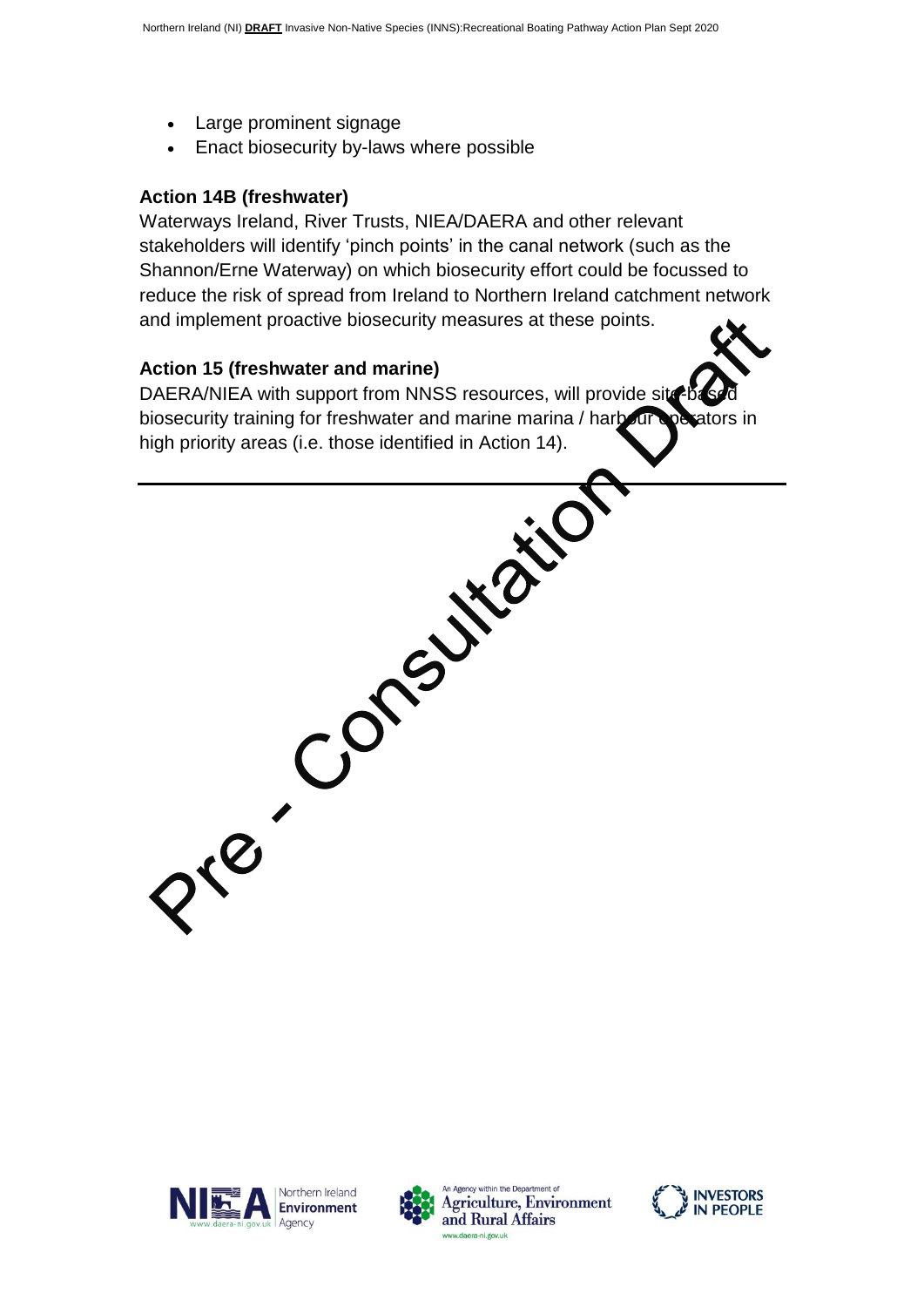- Large prominent signage
- Enact biosecurity by-laws where possible

**Action 14B (freshwater)**
Waterways Ireland, River Trusts, NIEA/DAERA and other relevant stakeholders will identify 'pinch points' in the canal network (such as the Shannon/Erne Waterway) on which biosecurity effort could be focussed to reduce the risk of spread from Ireland to Northern Ireland catchment network and implement proactive biosecurity measures at these points.

**Action 15 (freshwater and marine)**
DAERA/NIEA with support from NNSS resources, will provide site-based biosecurity training for freshwater and marine marina / harbour operators in high priority areas (i.e. those identified in Action 14).

---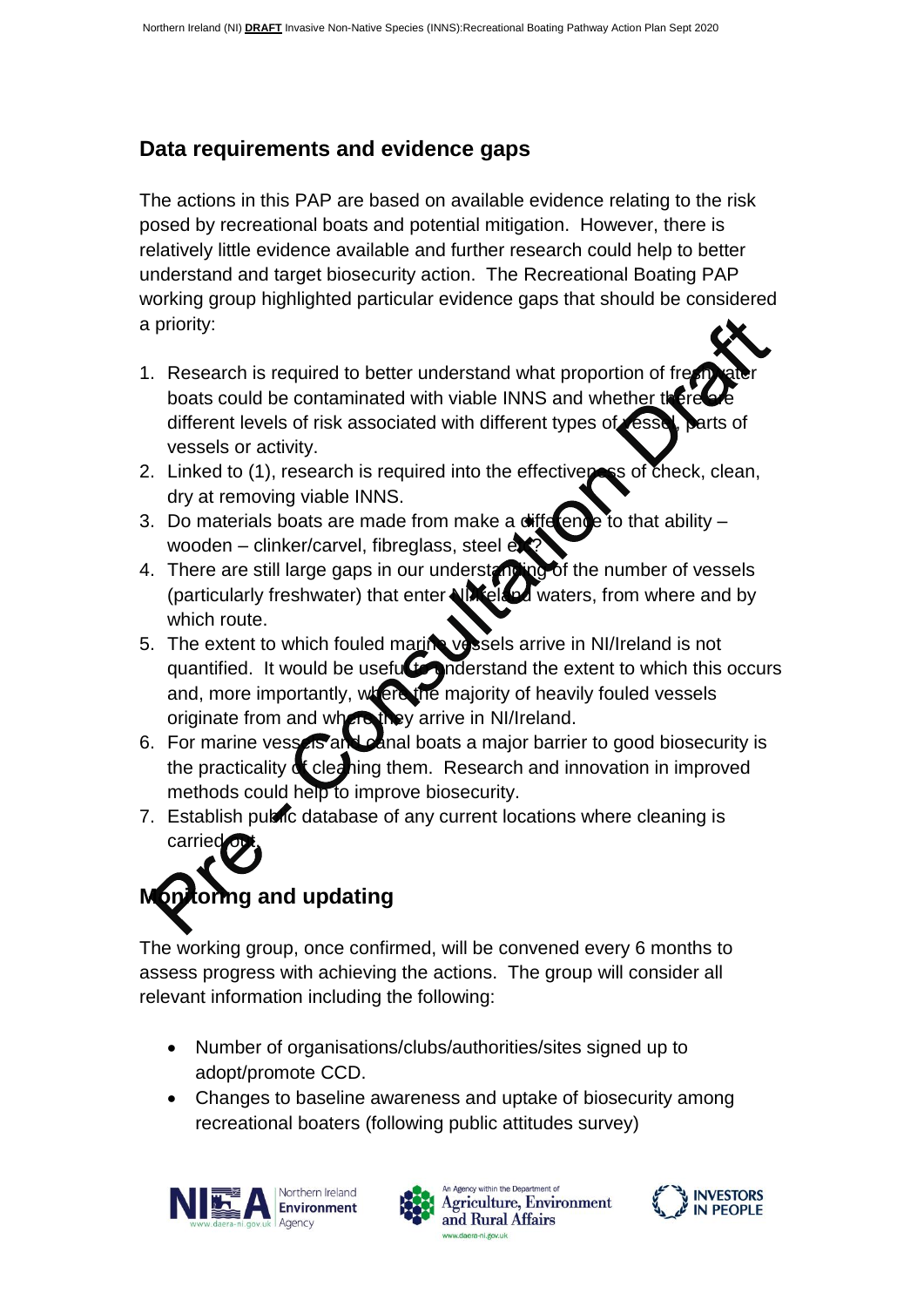## Data requirements and evidence gaps

The actions in this PAP are based on available evidence relating to the risk posed by recreational boats and potential mitigation. However, there is relatively little evidence available and further research could help to better understand and target biosecurity action. The Recreational Boating PAP working group highlighted particular evidence gaps that should be considered a priority:

1. Research is required to better understand what proportion of freshwater boats could be contaminated with viable INNS and whether there are different levels of risk associated with different types of vessel, parts of vessels or activity.
2. Linked to (1), research is required into the effectiveness of check, clean, dry at removing viable INNS.
3. Do materials boats are made from make a difference to that ability – wooden – clinker/carvel, fibreglass, steel etc?
4. There are still large gaps in our understanding of the number of vessels (particularly freshwater) that enter NI/Ireland waters, from where and by which route.
5. The extent to which fouled marine vessels arrive in NI/Ireland is not quantified. It would be useful to understand the extent to which this occurs and, more importantly, where the majority of heavily fouled vessels originate from and where they arrive in NI/Ireland.
6. For marine vessels and canal boats a major barrier to good biosecurity is the practicality of cleaning them. Research and innovation in improved methods could help to improve biosecurity.
7. Establish public database of any current locations where cleaning is carried out.

## Monitoring and updating

The working group, once confirmed, will be convened every 6 months to assess progress with achieving the actions. The group will consider all relevant information including the following:

- Number of organisations/clubs/authorities/sites signed up to adopt/promote CCD.
- Changes to baseline awareness and uptake of biosecurity among recreational boaters (following public attitudes survey)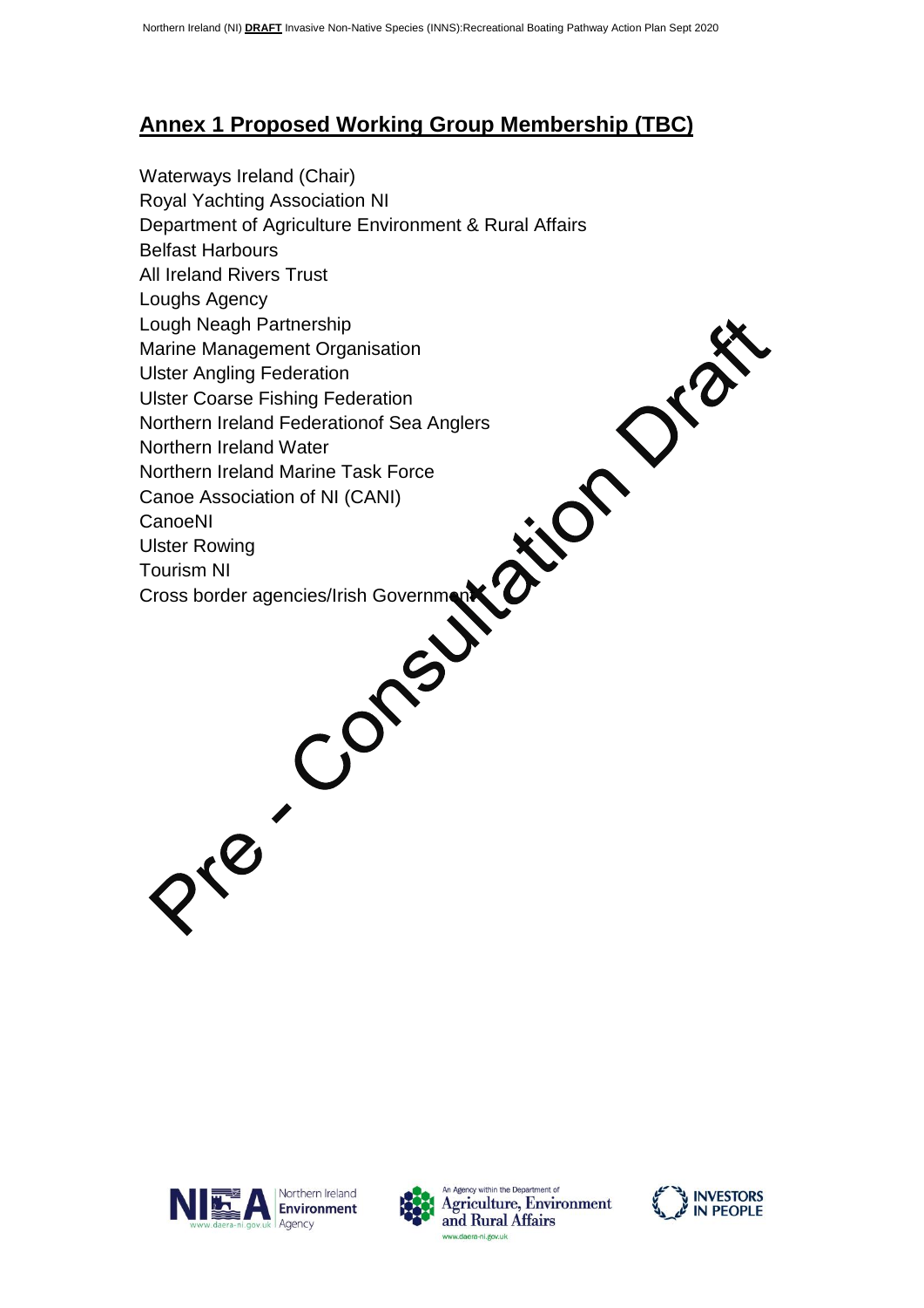## Annex 1 Proposed Working Group Membership (TBC)

Waterways Ireland (Chair)
Royal Yachting Association NI
Department of Agriculture Environment & Rural Affairs
Belfast Harbours
All Ireland Rivers Trust
Loughs Agency
Lough Neagh Partnership
Marine Management Organisation
Ulster Angling Federation
Ulster Coarse Fishing Federation
Northern Ireland Federationof Sea Anglers
Northern Ireland Water
Northern Ireland Marine Task Force
Canoe Association of NI (CANI)
CanoeNI
Ulster Rowing
Tourism NI
Cross border agencies/Irish Government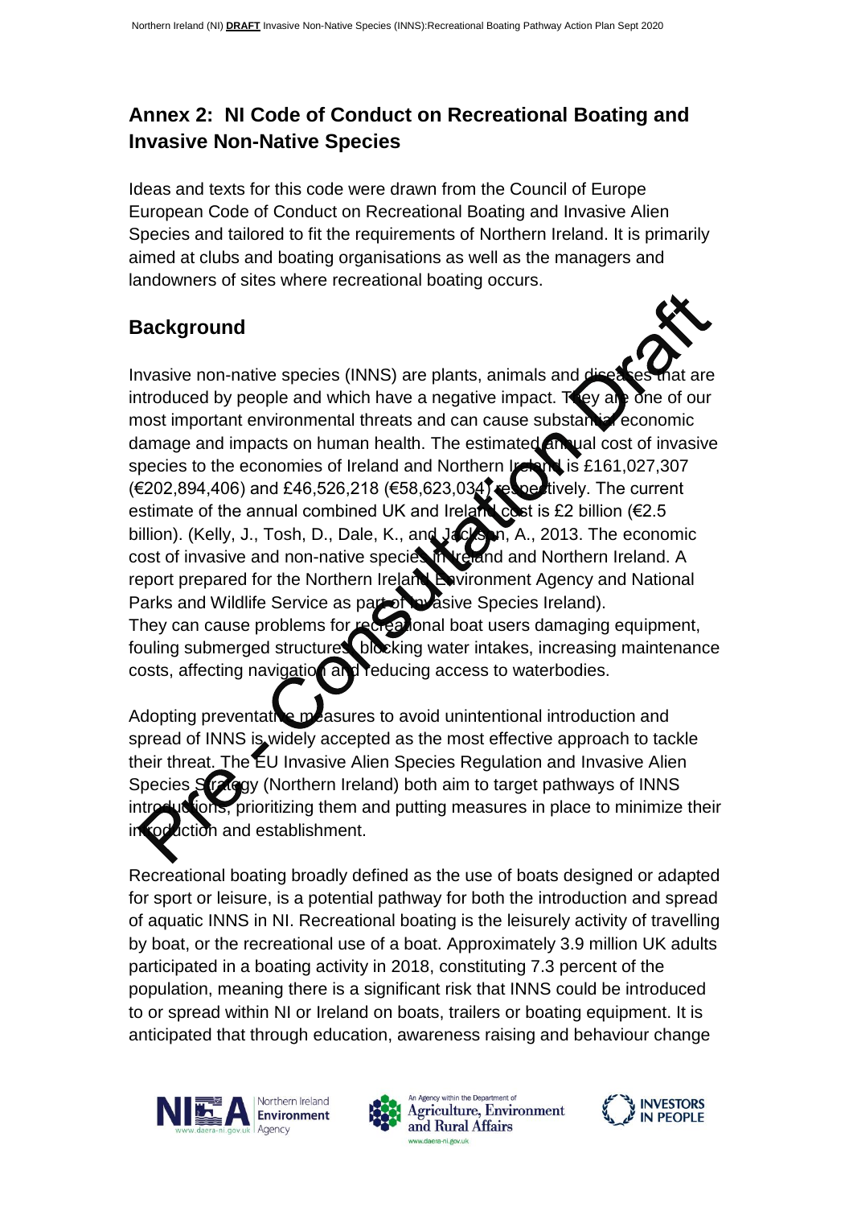## Annex 2: NI Code of Conduct on Recreational Boating and Invasive Non-Native Species

Ideas and texts for this code were drawn from the Council of Europe European Code of Conduct on Recreational Boating and Invasive Alien Species and tailored to fit the requirements of Northern Ireland. It is primarily aimed at clubs and boating organisations as well as the managers and landowners of sites where recreational boating occurs.

## Background

Invasive non-native species (INNS) are plants, animals and diseases that are introduced by people and which have a negative impact. They are one of our most important environmental threats and can cause substantial economic damage and impacts on human health. The estimated annual cost of invasive species to the economies of Ireland and Northern Ireland is £161,027,307 (€202,894,406) and £46,526,218 (€58,623,034) respectively. The current estimate of the annual combined UK and Ireland cost is £2 billion (€2.5 billion). (Kelly, J., Tosh, D., Dale, K., and Jackson, A., 2013. The economic cost of invasive and non-native species in Ireland and Northern Ireland. A report prepared for the Northern Ireland Environment Agency and National Parks and Wildlife Service as part of Invasive Species Ireland).
They can cause problems for recreational boat users damaging equipment, fouling submerged structures, blocking water intakes, increasing maintenance costs, affecting navigation and reducing access to waterbodies.

Adopting preventative measures to avoid unintentional introduction and spread of INNS is widely accepted as the most effective approach to tackle their threat. The EU Invasive Alien Species Regulation and Invasive Alien Species Strategy (Northern Ireland) both aim to target pathways of INNS introductions, prioritizing them and putting measures in place to minimize their introduction and establishment.

Recreational boating broadly defined as the use of boats designed or adapted for sport or leisure, is a potential pathway for both the introduction and spread of aquatic INNS in NI. Recreational boating is the leisurely activity of travelling by boat, or the recreational use of a boat. Approximately 3.9 million UK adults participated in a boating activity in 2018, constituting 7.3 percent of the population, meaning there is a significant risk that INNS could be introduced to or spread within NI or Ireland on boats, trailers or boating equipment. It is anticipated that through education, awareness raising and behaviour change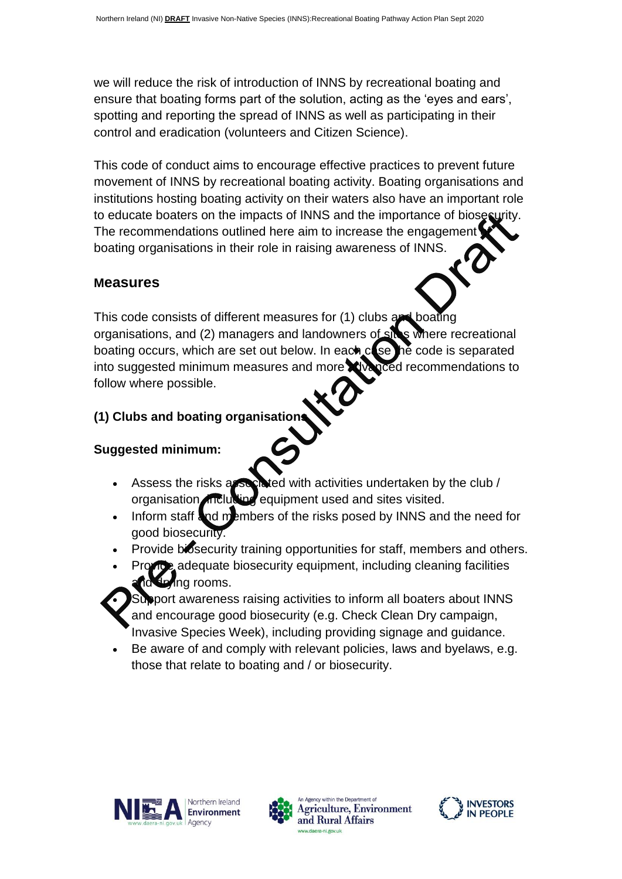we will reduce the risk of introduction of INNS by recreational boating and ensure that boating forms part of the solution, acting as the 'eyes and ears', spotting and reporting the spread of INNS as well as participating in their control and eradication (volunteers and Citizen Science).

This code of conduct aims to encourage effective practices to prevent future movement of INNS by recreational boating activity. Boating organisations and institutions hosting boating activity on their waters also have an important role to educate boaters on the impacts of INNS and the importance of biosecurity. The recommendations outlined here aim to increase the engagement of boating organisations in their role in raising awareness of INNS.

## Measures

This code consists of different measures for (1) clubs and boating organisations, and (2) managers and landowners of sites where recreational boating occurs, which are set out below. In each case the code is separated into suggested minimum measures and more advanced recommendations to follow where possible.

### (1) Clubs and boating organisations

**Suggested minimum:**

- Assess the risks associated with activities undertaken by the club / organisation, including equipment used and sites visited.
- Inform staff and members of the risks posed by INNS and the need for good biosecurity.
- Provide biosecurity training opportunities for staff, members and others.
- Provide adequate biosecurity equipment, including cleaning facilities and drying rooms.
- Support awareness raising activities to inform all boaters about INNS and encourage good biosecurity (e.g. Check Clean Dry campaign, Invasive Species Week), including providing signage and guidance.
- Be aware of and comply with relevant policies, laws and byelaws, e.g. those that relate to boating and / or biosecurity.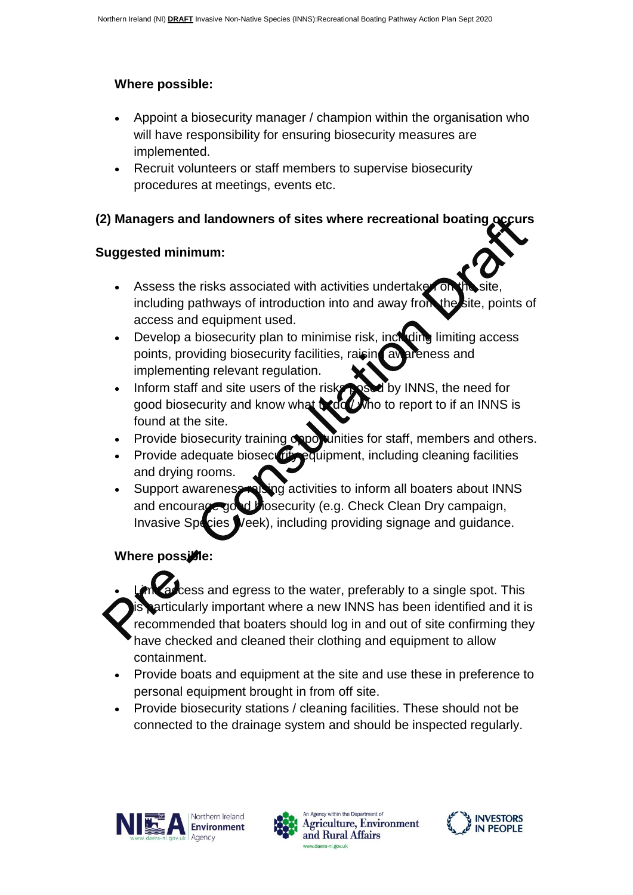**Where possible:**

- Appoint a biosecurity manager / champion within the organisation who will have responsibility for ensuring biosecurity measures are implemented.
- Recruit volunteers or staff members to supervise biosecurity procedures at meetings, events etc.

**(2) Managers and landowners of sites where recreational boating occurs**

**Suggested minimum:**

- Assess the risks associated with activities undertaken on the site, including pathways of introduction into and away from the site, points of access and equipment used.
- Develop a biosecurity plan to minimise risk, including limiting access points, providing biosecurity facilities, raising awareness and implementing relevant regulation.
- Inform staff and site users of the risks posed by INNS, the need for good biosecurity and know what to do / who to report to if an INNS is found at the site.
- Provide biosecurity training opportunities for staff, members and others.
- Provide adequate biosecurity equipment, including cleaning facilities and drying rooms.
- Support awareness raising activities to inform all boaters about INNS and encourage good biosecurity (e.g. Check Clean Dry campaign, Invasive Species Week), including providing signage and guidance.

**Where possible:**

- Limit access and egress to the water, preferably to a single spot. This is particularly important where a new INNS has been identified and it is recommended that boaters should log in and out of site confirming they have checked and cleaned their clothing and equipment to allow containment.
- Provide boats and equipment at the site and use these in preference to personal equipment brought in from off site.
- Provide biosecurity stations / cleaning facilities. These should not be connected to the drainage system and should be inspected regularly.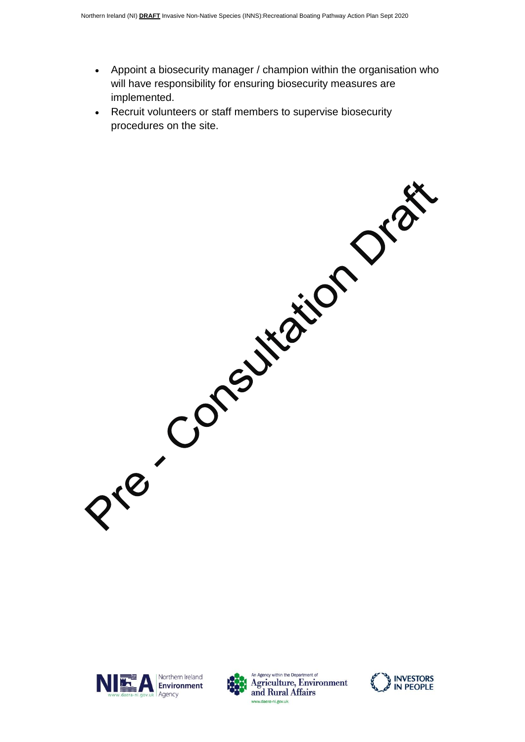- Appoint a biosecurity manager / champion within the organisation who will have responsibility for ensuring biosecurity measures are implemented.
- Recruit volunteers or staff members to supervise biosecurity procedures on the site.

Pre - Consultation Draft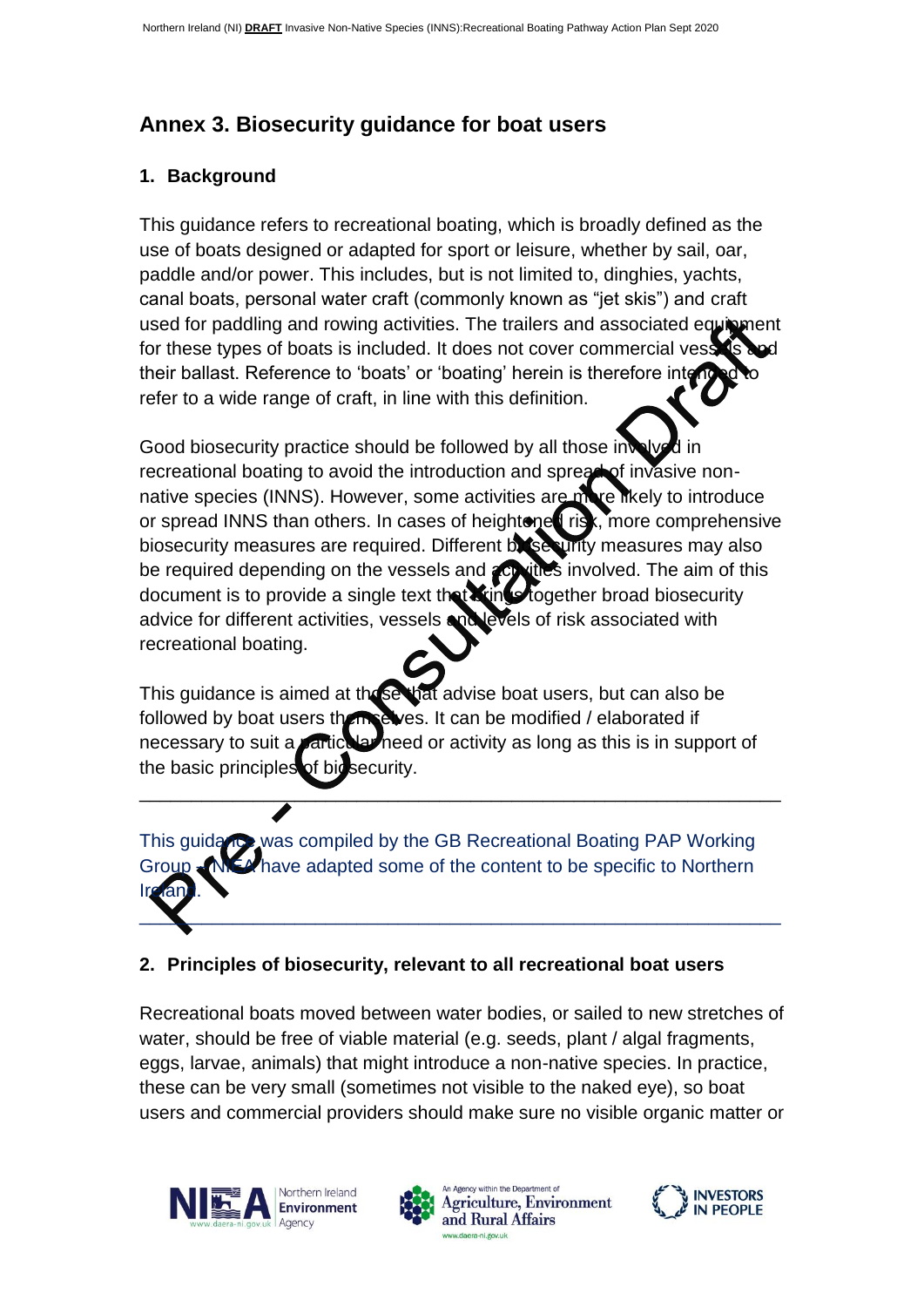## Annex 3. Biosecurity guidance for boat users

### 1. Background

This guidance refers to recreational boating, which is broadly defined as the use of boats designed or adapted for sport or leisure, whether by sail, oar, paddle and/or power. This includes, but is not limited to, dinghies, yachts, canal boats, personal water craft (commonly known as "jet skis") and craft used for paddling and rowing activities. The trailers and associated equipment for these types of boats is included. It does not cover commercial vessels and their ballast. Reference to 'boats' or 'boating' herein is therefore intended to refer to a wide range of craft, in line with this definition.

Good biosecurity practice should be followed by all those involved in recreational boating to avoid the introduction and spread of invasive non-native species (INNS). However, some activities are more likely to introduce or spread INNS than others. In cases of heightened risk, more comprehensive biosecurity measures are required. Different biosecurity measures may also be required depending on the vessels and activities involved. The aim of this document is to provide a single text that brings together broad biosecurity advice for different activities, vessels and levels of risk associated with recreational boating.

This guidance is aimed at those that advise boat users, but can also be followed by boat users themselves. It can be modified / elaborated if necessary to suit a particular need or activity as long as this is in support of the basic principles of biosecurity.

---

This guidance was compiled by the GB Recreational Boating PAP Working Group – NIEA have adapted some of the content to be specific to Northern Ireland.

---

### 2. Principles of biosecurity, relevant to all recreational boat users

Recreational boats moved between water bodies, or sailed to new stretches of water, should be free of viable material (e.g. seeds, plant / algal fragments, eggs, larvae, animals) that might introduce a non-native species. In practice, these can be very small (sometimes not visible to the naked eye), so boat users and commercial providers should make sure no visible organic matter or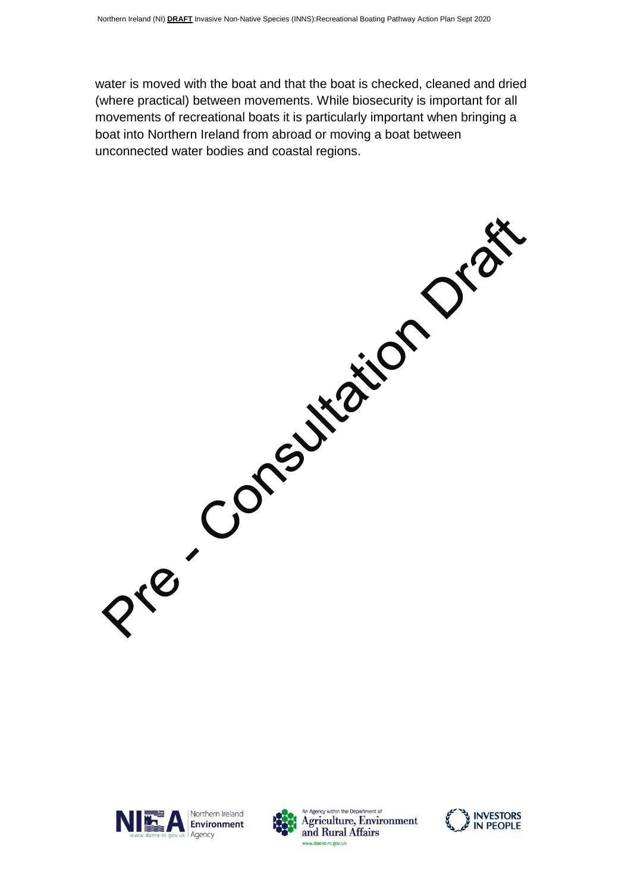water is moved with the boat and that the boat is checked, cleaned and dried (where practical) between movements. While biosecurity is important for all movements of recreational boats it is particularly important when bringing a boat into Northern Ireland from abroad or moving a boat between unconnected water bodies and coastal regions.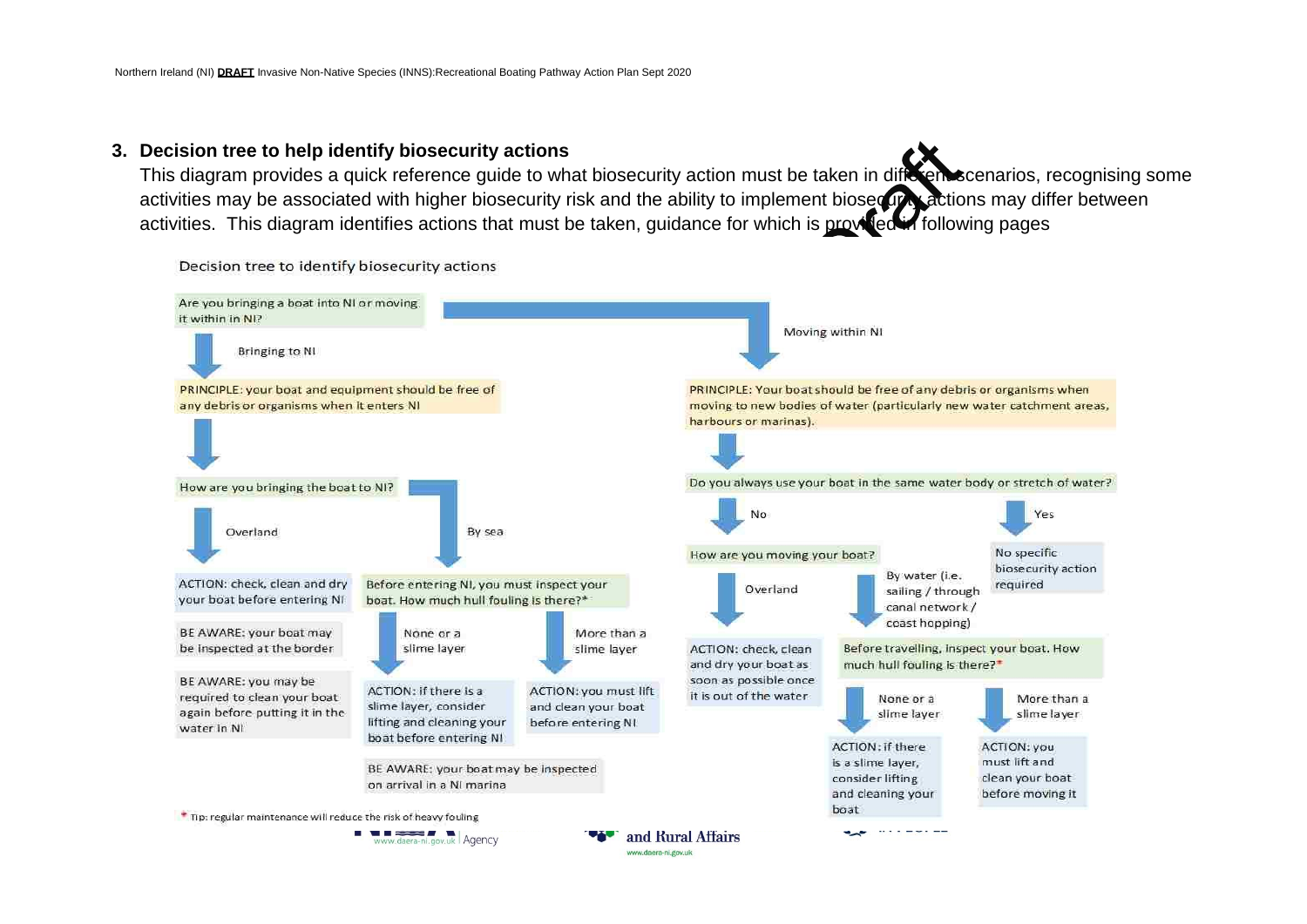## 3. Decision tree to help identify biosecurity actions

This diagram provides a quick reference guide to what biosecurity action must be taken in different scenarios, recognising some activities may be associated with higher biosecurity risk and the ability to implement biosecurity actions may differ between activities. This diagram identifies actions that must be taken, guidance for which is provided in following pages

Decision tree to identify biosecurity actions

Are you bringing a boat into NI or moving it within in NI?

**Bringing to NI**

PRINCIPLE: your boat and equipment should be free of any debris or organisms when it enters NI

How are you bringing the boat to NI?

- **Overland**
  - ACTION: check, clean and dry your boat before entering NI
  - BE AWARE: your boat may be inspected at the border
  - BE AWARE: you may be required to clean your boat again before putting it in the water in NI
- **By sea**
  - Before entering NI, you must inspect your boat. How much hull fouling is there?*
    - None or a slime layer
      - ACTION: if there is a slime layer, consider lifting and cleaning your boat before entering NI
    - More than a slime layer
      - ACTION: you must lift and clean your boat before entering NI
  - BE AWARE: your boat may be inspected on arrival in a NI marina

**Moving within NI**

PRINCIPLE: Your boat should be free of any debris or organisms when moving to new bodies of water (particularly new water catchment areas, harbours or marinas).

Do you always use your boat in the same water body or stretch of water?

- **No**
  - How are you moving your boat?
    - Overland
      - ACTION: check, clean and dry your boat as soon as possible once it is out of the water
    - By water (i.e. sailing / through canal network / coast hopping)
      - Before travelling, inspect your boat. How much hull fouling is there?*
        - None or a slime layer
          - ACTION: if there is a slime layer, consider lifting and cleaning your boat
        - More than a slime layer
          - ACTION: you must lift and clean your boat before moving it
- **Yes**
  - No specific biosecurity action required

* Tip: regular maintenance will reduce the risk of heavy fouling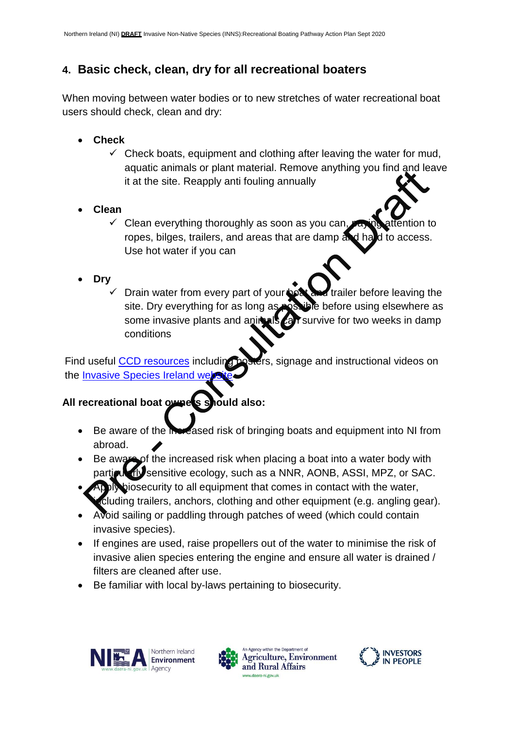## 4. Basic check, clean, dry for all recreational boaters

When moving between water bodies or to new stretches of water recreational boat users should check, clean and dry:

- **Check**
  - ✓ Check boats, equipment and clothing after leaving the water for mud, aquatic animals or plant material. Remove anything you find and leave it at the site. Reapply anti fouling annually
- **Clean**
  - ✓ Clean everything thoroughly as soon as you can, paying attention to ropes, bilges, trailers, and areas that are damp and hard to access. Use hot water if you can
- **Dry**
  - ✓ Drain water from every part of your boat and trailer before leaving the site. Dry everything for as long as possible before using elsewhere as some invasive plants and animals can survive for two weeks in damp conditions

Find useful CCD resources including posters, signage and instructional videos on the Invasive Species Ireland website.

**All recreational boat owners should also:**

- Be aware of the increased risk of bringing boats and equipment into NI from abroad.
- Be aware of the increased risk when placing a boat into a water body with particularly sensitive ecology, such as a NNR, AONB, ASSI, MPZ, or SAC.
- Apply biosecurity to all equipment that comes in contact with the water, including trailers, anchors, clothing and other equipment (e.g. angling gear).
- Avoid sailing or paddling through patches of weed (which could contain invasive species).
- If engines are used, raise propellers out of the water to minimise the risk of invasive alien species entering the engine and ensure all water is drained / filters are cleaned after use.
- Be familiar with local by-laws pertaining to biosecurity.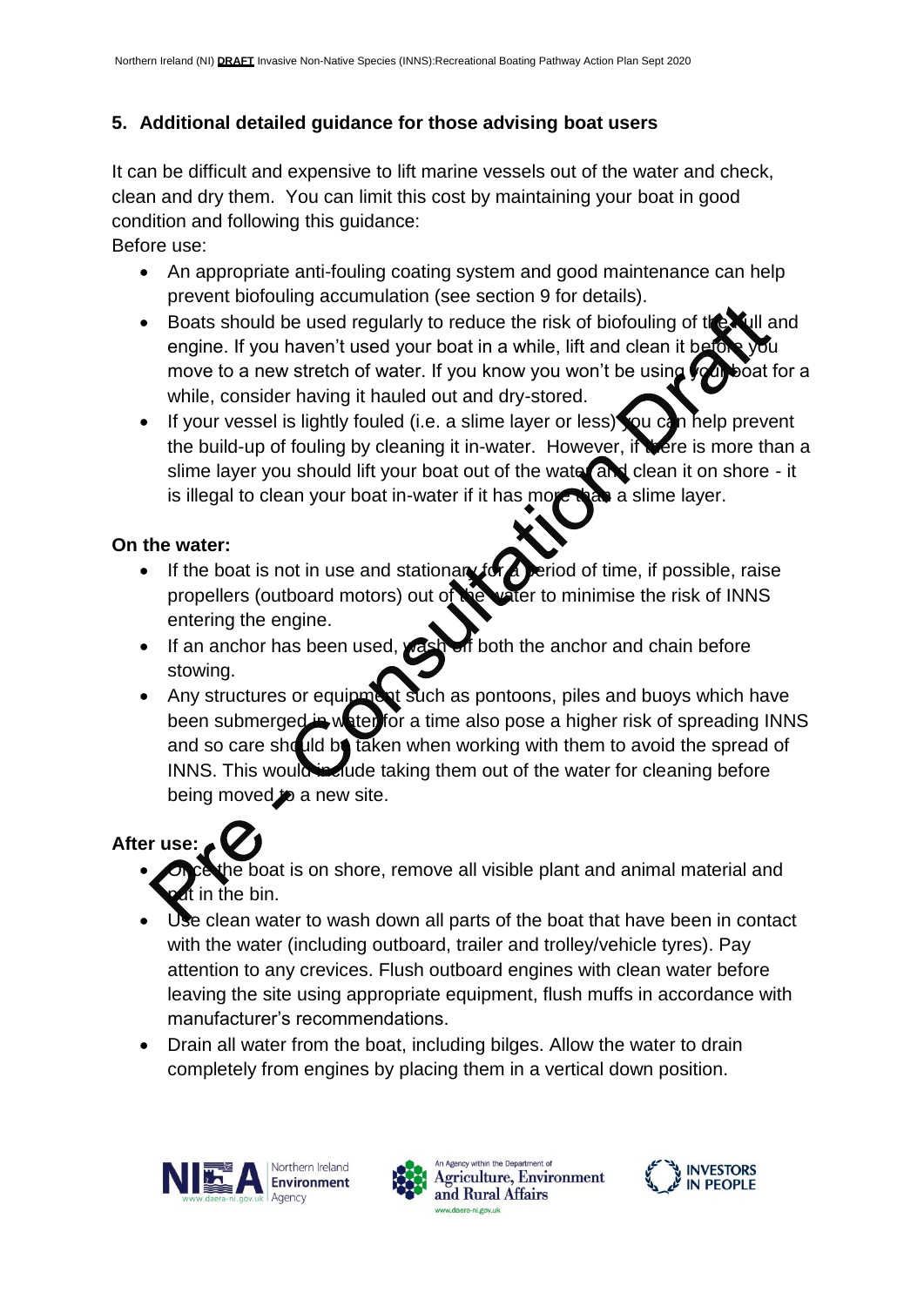## 5. Additional detailed guidance for those advising boat users

It can be difficult and expensive to lift marine vessels out of the water and check, clean and dry them. You can limit this cost by maintaining your boat in good condition and following this guidance:

Before use:

- An appropriate anti-fouling coating system and good maintenance can help prevent biofouling accumulation (see section 9 for details).
- Boats should be used regularly to reduce the risk of biofouling of the hull and engine. If you haven't used your boat in a while, lift and clean it before you move to a new stretch of water. If you know you won't be using your boat for a while, consider having it hauled out and dry-stored.
- If your vessel is lightly fouled (i.e. a slime layer or less) you can help prevent the build-up of fouling by cleaning it in-water. However, if there is more than a slime layer you should lift your boat out of the water and clean it on shore - it is illegal to clean your boat in-water if it has more than a slime layer.

**On the water:**

- If the boat is not in use and stationary for a period of time, if possible, raise propellers (outboard motors) out of the water to minimise the risk of INNS entering the engine.
- If an anchor has been used, wash off both the anchor and chain before stowing.
- Any structures or equipment such as pontoons, piles and buoys which have been submerged in water for a time also pose a higher risk of spreading INNS and so care should be taken when working with them to avoid the spread of INNS. This would include taking them out of the water for cleaning before being moved to a new site.

**After use:**

- Once the boat is on shore, remove all visible plant and animal material and put in the bin.
- Use clean water to wash down all parts of the boat that have been in contact with the water (including outboard, trailer and trolley/vehicle tyres). Pay attention to any crevices. Flush outboard engines with clean water before leaving the site using appropriate equipment, flush muffs in accordance with manufacturer's recommendations.
- Drain all water from the boat, including bilges. Allow the water to drain completely from engines by placing them in a vertical down position.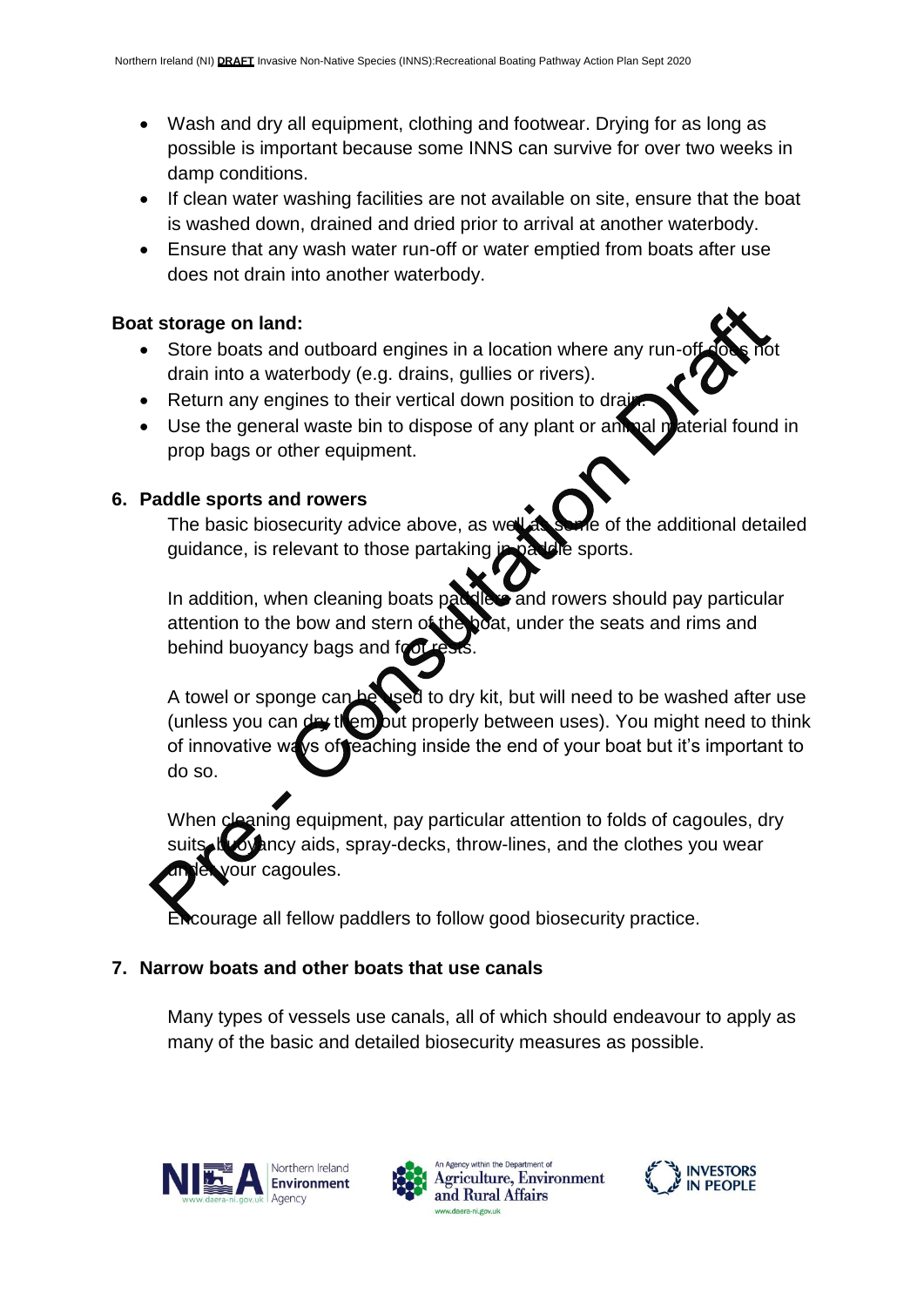- Wash and dry all equipment, clothing and footwear. Drying for as long as possible is important because some INNS can survive for over two weeks in damp conditions.
- If clean water washing facilities are not available on site, ensure that the boat is washed down, drained and dried prior to arrival at another waterbody.
- Ensure that any wash water run-off or water emptied from boats after use does not drain into another waterbody.

**Boat storage on land:**

- Store boats and outboard engines in a location where any run-off does not drain into a waterbody (e.g. drains, gullies or rivers).
- Return any engines to their vertical down position to drain.
- Use the general waste bin to dispose of any plant or animal material found in prop bags or other equipment.

## 6. Paddle sports and rowers

The basic biosecurity advice above, as well as some of the additional detailed guidance, is relevant to those partaking in paddle sports.

In addition, when cleaning boats paddlers and rowers should pay particular attention to the bow and stern of the boat, under the seats and rims and behind buoyancy bags and foot rests.

A towel or sponge can be used to dry kit, but will need to be washed after use (unless you can dry them out properly between uses). You might need to think of innovative ways of reaching inside the end of your boat but it's important to do so.

When cleaning equipment, pay particular attention to folds of cagoules, dry suits, buoyancy aids, spray-decks, throw-lines, and the clothes you wear under your cagoules.

Encourage all fellow paddlers to follow good biosecurity practice.

## 7. Narrow boats and other boats that use canals

Many types of vessels use canals, all of which should endeavour to apply as many of the basic and detailed biosecurity measures as possible.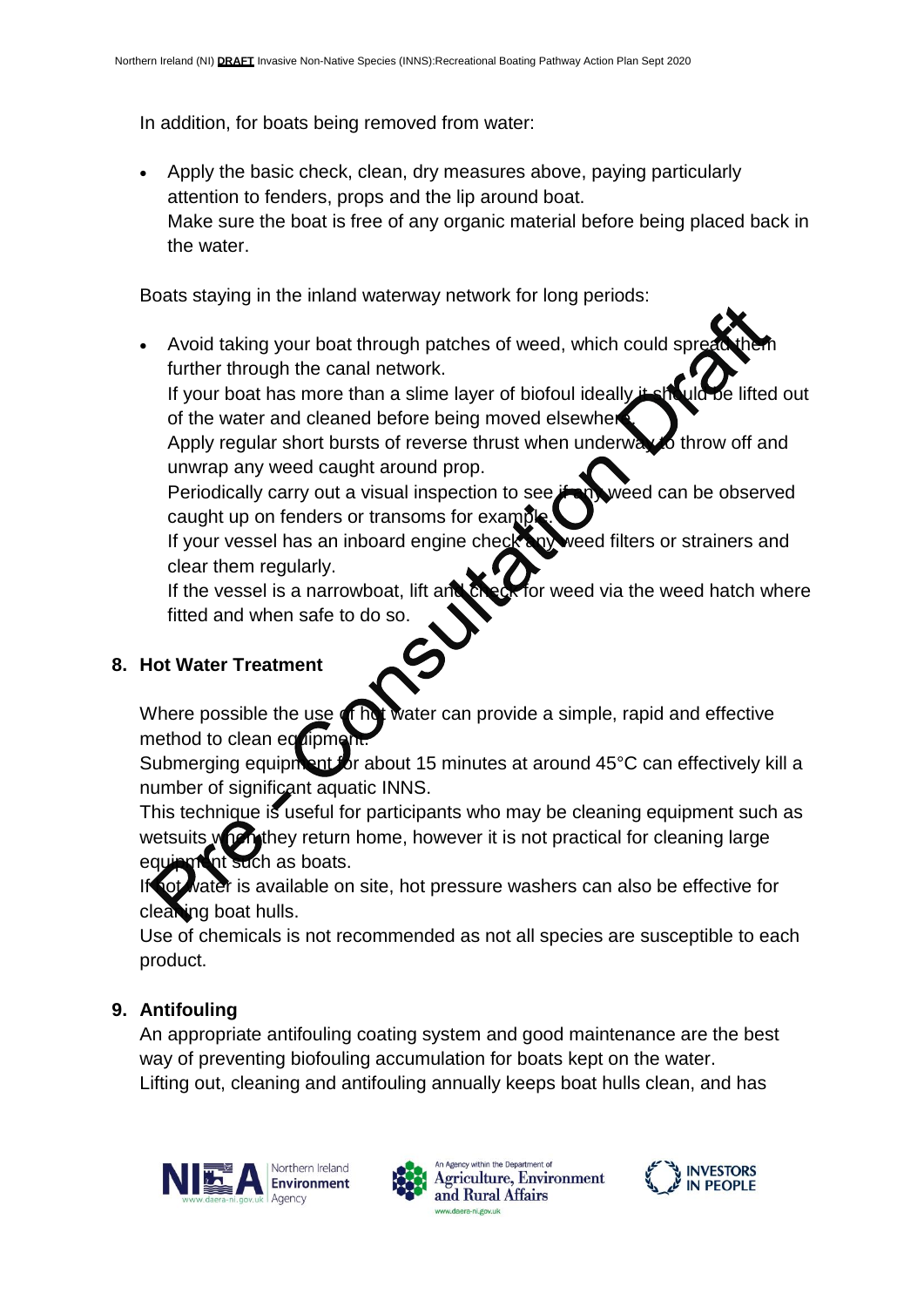In addition, for boats being removed from water:

- Apply the basic check, clean, dry measures above, paying particularly attention to fenders, props and the lip around boat.
  Make sure the boat is free of any organic material before being placed back in the water.

Boats staying in the inland waterway network for long periods:

- Avoid taking your boat through patches of weed, which could spread them further through the canal network.
  If your boat has more than a slime layer of biofoul ideally it should be lifted out of the water and cleaned before being moved elsewhere.
  Apply regular short bursts of reverse thrust when underway to throw off and unwrap any weed caught around prop.
  Periodically carry out a visual inspection to see if any weed can be observed caught up on fenders or transoms for example.
  If your vessel has an inboard engine check any weed filters or strainers and clear them regularly.
  If the vessel is a narrowboat, lift and check for weed via the weed hatch where fitted and when safe to do so.

## 8. Hot Water Treatment

Where possible the use of hot water can provide a simple, rapid and effective method to clean equipment.
Submerging equipment for about 15 minutes at around 45°C can effectively kill a number of significant aquatic INNS.
This technique is useful for participants who may be cleaning equipment such as wetsuits when they return home, however it is not practical for cleaning large equipment such as boats.
If hot water is available on site, hot pressure washers can also be effective for cleaning boat hulls.
Use of chemicals is not recommended as not all species are susceptible to each product.

## 9. Antifouling

An appropriate antifouling coating system and good maintenance are the best way of preventing biofouling accumulation for boats kept on the water.
Lifting out, cleaning and antifouling annually keeps boat hulls clean, and has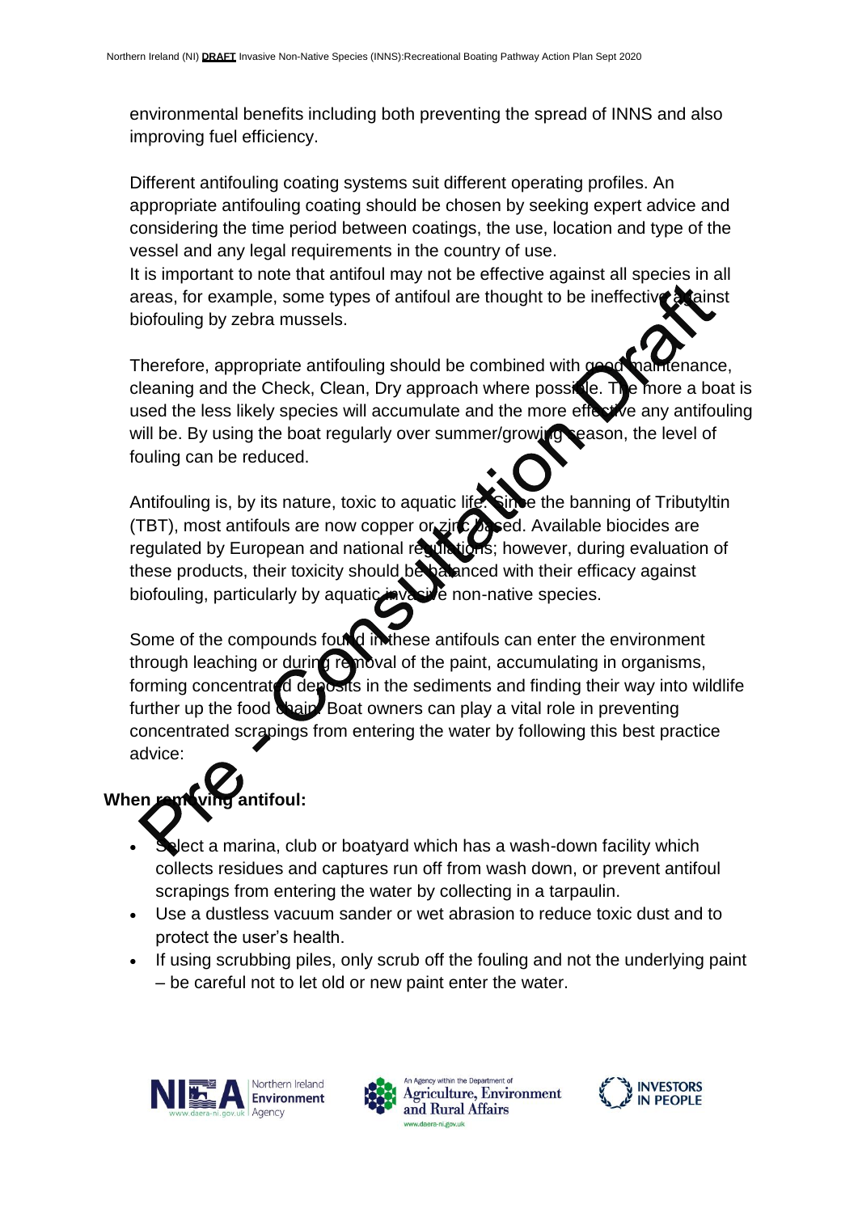environmental benefits including both preventing the spread of INNS and also improving fuel efficiency.

Different antifouling coating systems suit different operating profiles. An appropriate antifouling coating should be chosen by seeking expert advice and considering the time period between coatings, the use, location and type of the vessel and any legal requirements in the country of use.
It is important to note that antifoul may not be effective against all species in all areas, for example, some types of antifoul are thought to be ineffective against biofouling by zebra mussels.

Therefore, appropriate antifouling should be combined with good maintenance, cleaning and the Check, Clean, Dry approach where possible. The more a boat is used the less likely species will accumulate and the more effective any antifouling will be. By using the boat regularly over summer/growing season, the level of fouling can be reduced.

Antifouling is, by its nature, toxic to aquatic life. Since the banning of Tributyltin (TBT), most antifouls are now copper or zinc based. Available biocides are regulated by European and national regulations; however, during evaluation of these products, their toxicity should be balanced with their efficacy against biofouling, particularly by aquatic invasive non-native species.

Some of the compounds found in these antifouls can enter the environment through leaching or during removal of the paint, accumulating in organisms, forming concentrated deposits in the sediments and finding their way into wildlife further up the food chain. Boat owners can play a vital role in preventing concentrated scrapings from entering the water by following this best practice advice:

**When removing antifoul:**

- Select a marina, club or boatyard which has a wash-down facility which collects residues and captures run off from wash down, or prevent antifoul scrapings from entering the water by collecting in a tarpaulin.
- Use a dustless vacuum sander or wet abrasion to reduce toxic dust and to protect the user's health.
- If using scrubbing piles, only scrub off the fouling and not the underlying paint – be careful not to let old or new paint enter the water.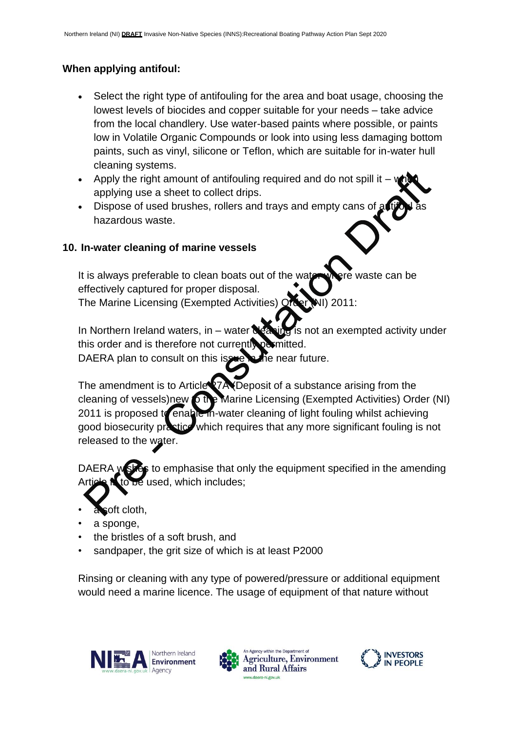**When applying antifoul:**

- Select the right type of antifouling for the area and boat usage, choosing the lowest levels of biocides and copper suitable for your needs – take advice from the local chandlery. Use water-based paints where possible, or paints low in Volatile Organic Compounds or look into using less damaging bottom paints, such as vinyl, silicone or Teflon, which are suitable for in-water hull cleaning systems.
- Apply the right amount of antifouling required and do not spill it – when applying use a sheet to collect drips.
- Dispose of used brushes, rollers and trays and empty cans of antifoul as hazardous waste.

## 10. In-water cleaning of marine vessels

It is always preferable to clean boats out of the water where waste can be effectively captured for proper disposal.
The Marine Licensing (Exempted Activities) Order (NI) 2011:

In Northern Ireland waters, in – water cleaning is not an exempted activity under this order and is therefore not currently permitted.
DAERA plan to consult on this issue in the near future.

The amendment is to Article 27A (Deposit of a substance arising from the cleaning of vessels)new to the Marine Licensing (Exempted Activities) Order (NI) 2011 is proposed to enable in-water cleaning of light fouling whilst achieving good biosecurity practice which requires that any more significant fouling is not released to the water.

DAERA wishes to emphasise that only the equipment specified in the amending Article is to be used, which includes;

- a soft cloth,
- a sponge,
- the bristles of a soft brush, and
- sandpaper, the grit size of which is at least P2000

Rinsing or cleaning with any type of powered/pressure or additional equipment would need a marine licence. The usage of equipment of that nature without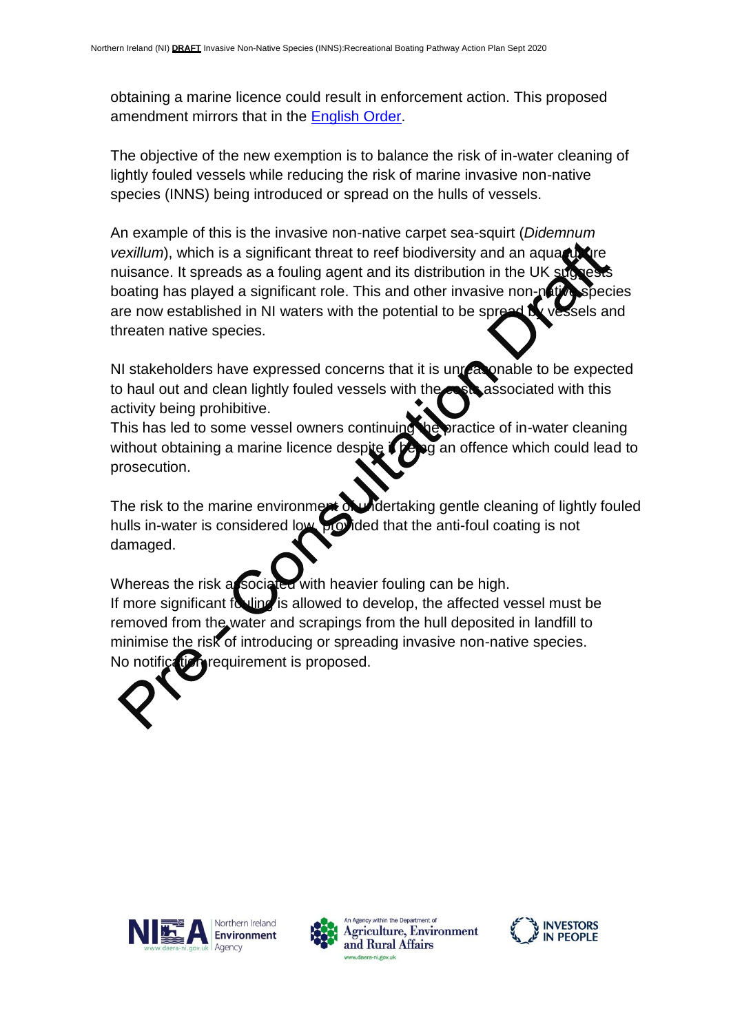obtaining a marine licence could result in enforcement action. This proposed amendment mirrors that in the English Order.

The objective of the new exemption is to balance the risk of in-water cleaning of lightly fouled vessels while reducing the risk of marine invasive non-native species (INNS) being introduced or spread on the hulls of vessels.

An example of this is the invasive non-native carpet sea-squirt (*Didemnum vexillum*), which is a significant threat to reef biodiversity and an aquaculture nuisance. It spreads as a fouling agent and its distribution in the UK suggests boating has played a significant role. This and other invasive non-native species are now established in NI waters with the potential to be spread by vessels and threaten native species.

NI stakeholders have expressed concerns that it is unreasonable to be expected to haul out and clean lightly fouled vessels with the costs associated with this activity being prohibitive.
This has led to some vessel owners continuing the practice of in-water cleaning without obtaining a marine licence despite it being an offence which could lead to prosecution.

The risk to the marine environment of undertaking gentle cleaning of lightly fouled hulls in-water is considered low provided that the anti-foul coating is not damaged.

Whereas the risk associated with heavier fouling can be high.
If more significant fouling is allowed to develop, the affected vessel must be removed from the water and scrapings from the hull deposited in landfill to minimise the risk of introducing or spreading invasive non-native species.
No notification requirement is proposed.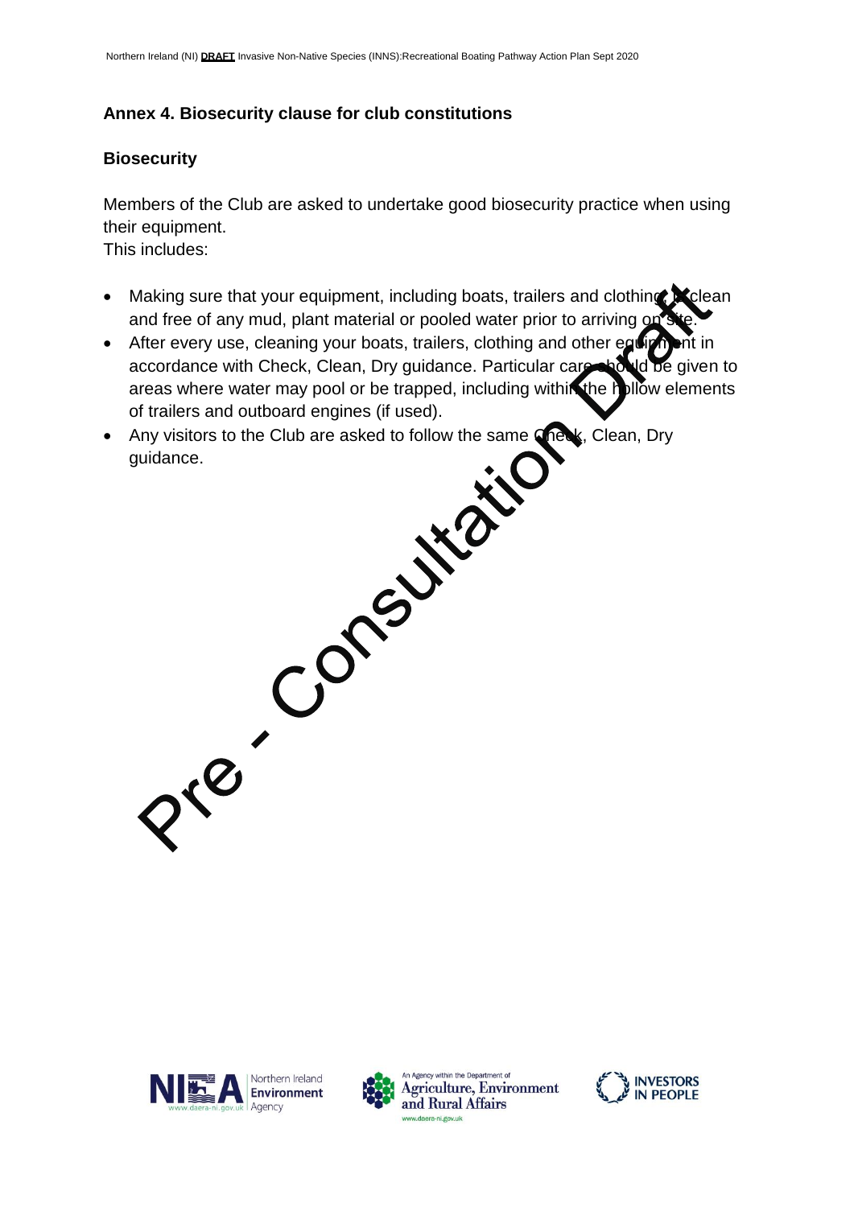## Annex 4. Biosecurity clause for club constitutions

### Biosecurity

Members of the Club are asked to undertake good biosecurity practice when using their equipment.
This includes:

- Making sure that your equipment, including boats, trailers and clothing is clean and free of any mud, plant material or pooled water prior to arriving on site.
- After every use, cleaning your boats, trailers, clothing and other equipment in accordance with Check, Clean, Dry guidance. Particular care should be given to areas where water may pool or be trapped, including within the hollow elements of trailers and outboard engines (if used).
- Any visitors to the Club are asked to follow the same Check, Clean, Dry guidance.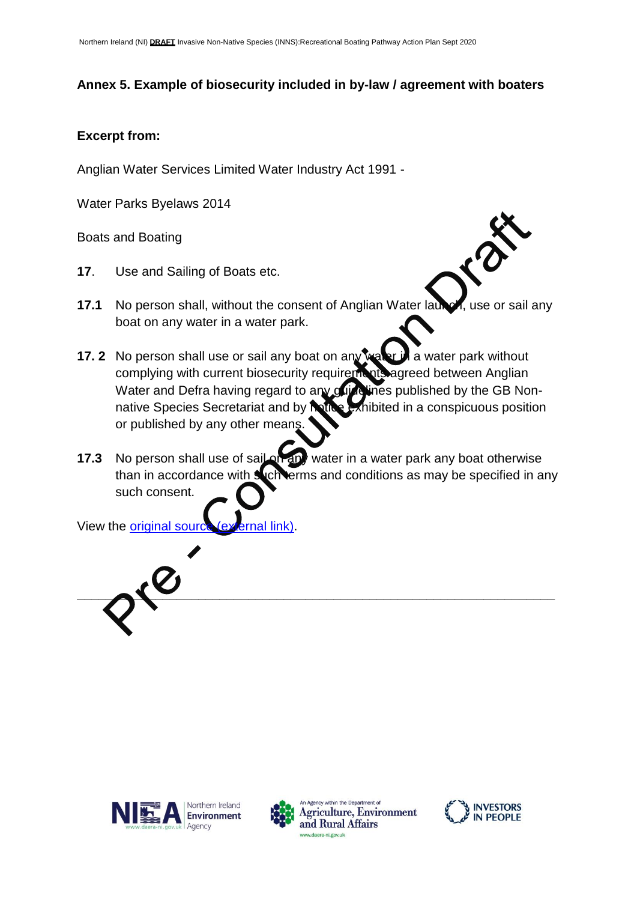## Annex 5. Example of biosecurity included in by-law / agreement with boaters

**Excerpt from:**

Anglian Water Services Limited Water Industry Act 1991 -

Water Parks Byelaws 2014

Boats and Boating

**17**. Use and Sailing of Boats etc.

**17.1** No person shall, without the consent of Anglian Water launch, use or sail any boat on any water in a water park.

**17. 2** No person shall use or sail any boat on any water in a water park without complying with current biosecurity requirements agreed between Anglian Water and Defra having regard to any guidelines published by the GB Non-native Species Secretariat and by notice exhibited in a conspicuous position or published by any other means.

**17.3** No person shall use of sail on any water in a water park any boat otherwise than in accordance with such terms and conditions as may be specified in any such consent.

View the original source (external link).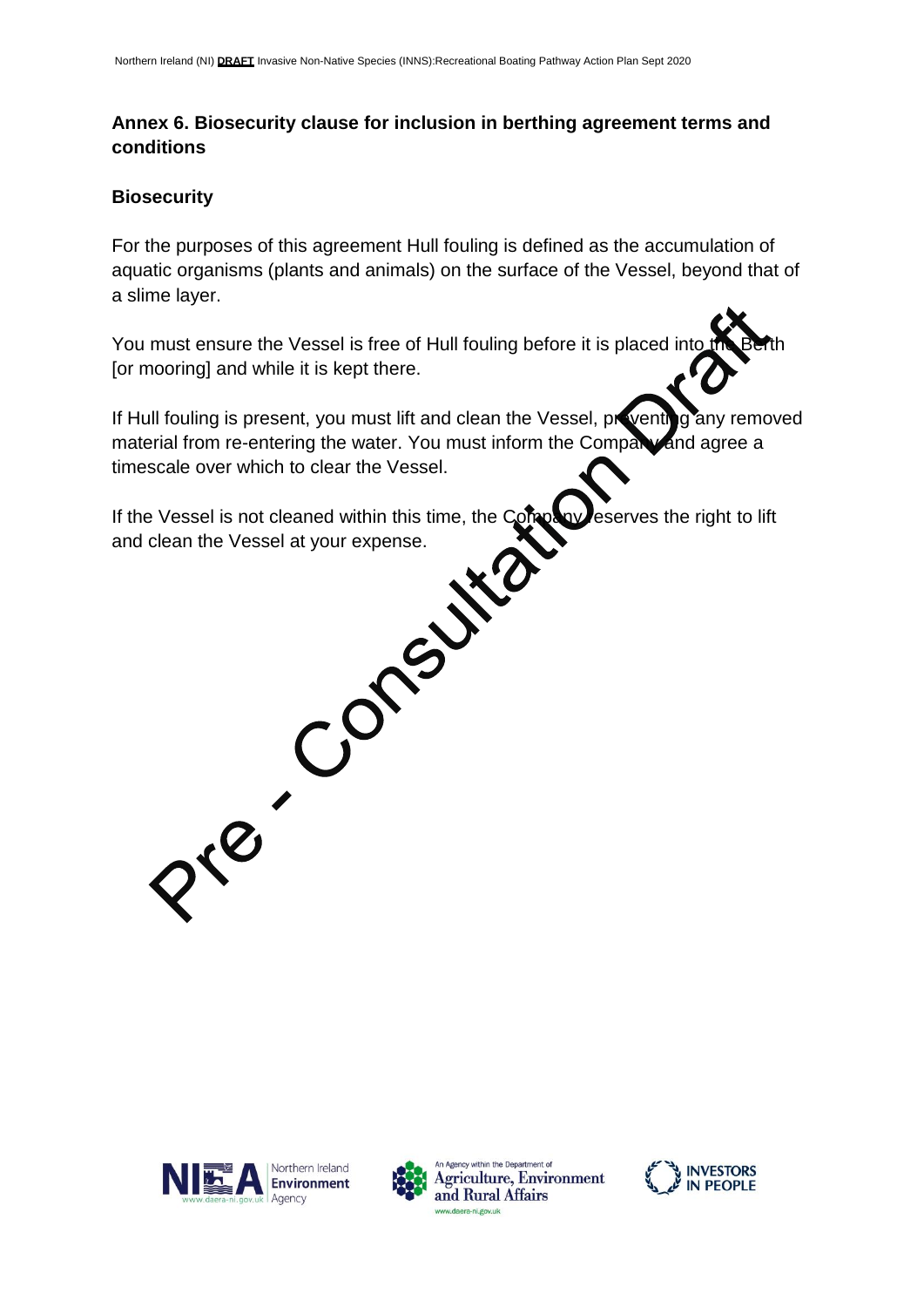## Annex 6. Biosecurity clause for inclusion in berthing agreement terms and conditions

### Biosecurity

For the purposes of this agreement Hull fouling is defined as the accumulation of aquatic organisms (plants and animals) on the surface of the Vessel, beyond that of a slime layer.

You must ensure the Vessel is free of Hull fouling before it is placed into the Berth [or mooring] and while it is kept there.

If Hull fouling is present, you must lift and clean the Vessel, preventing any removed material from re-entering the water. You must inform the Company and agree a timescale over which to clear the Vessel.

If the Vessel is not cleaned within this time, the Company reserves the right to lift and clean the Vessel at your expense.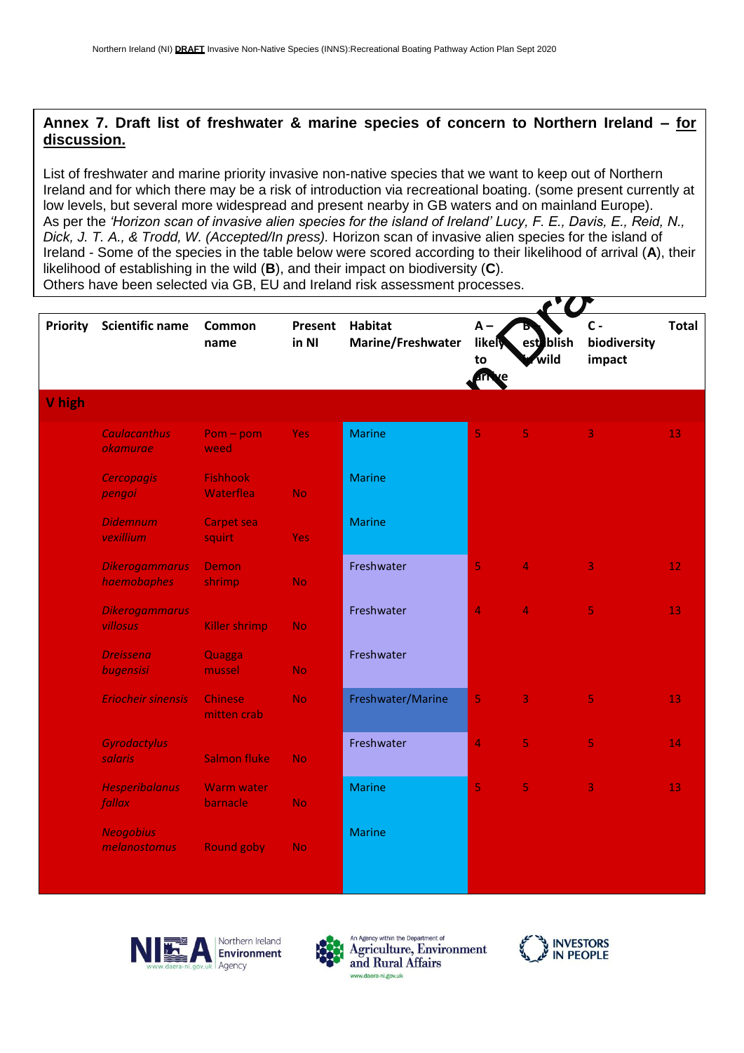**Annex 7. Draft list of freshwater & marine species of concern to Northern Ireland – for discussion.**

List of freshwater and marine priority invasive non-native species that we want to keep out of Northern Ireland and for which there may be a risk of introduction via recreational boating. (some present currently at low levels, but several more widespread and present nearby in GB waters and on mainland Europe).
As per the *'Horizon scan of invasive alien species for the island of Ireland' Lucy, F. E., Davis, E., Reid, N., Dick, J. T. A., & Trodd, W. (Accepted/In press).* Horizon scan of invasive alien species for the island of Ireland - Some of the species in the table below were scored according to their likelihood of arrival (**A**), their likelihood of establishing in the wild (**B**), and their impact on biodiversity (**C**).
Others have been selected via GB, EU and Ireland risk assessment processes.

| Priority | Scientific name | Common name | Present in NI | Habitat Marine/Freshwater | A – likely to arrive | B – establish in wild | C - biodiversity impact | Total |
|---|---|---|---|---|---|---|---|---|
| **V high** | | | | | | | | |
| | *Caulacanthus okamurae* | Pom – pom weed | Yes | Marine | 5 | 5 | 3 | 13 |
| | *Cercopagis pengoi* | Fishhook Waterflea | No | Marine | | | | |
| | *Didemnum vexillium* | Carpet sea squirt | Yes | Marine | | | | |
| | *Dikerogammarus haemobaphes* | Demon shrimp | No | Freshwater | 5 | 4 | 3 | 12 |
| | *Dikerogammarus villosus* | Killer shrimp | No | Freshwater | 4 | 4 | 5 | 13 |
| | *Dreissena bugensisi* | Quagga mussel | No | Freshwater | | | | |
| | *Eriocheir sinensis* | Chinese mitten crab | No | Freshwater/Marine | 5 | 3 | 5 | 13 |
| | *Gyrodactylus salaris* | Salmon fluke | No | Freshwater | 4 | 5 | 5 | 14 |
| | *Hesperibalanus fallax* | Warm water barnacle | No | Marine | 5 | 5 | 3 | 13 |
| | *Neogobius melanostomus* | Round goby | No | Marine | | | | |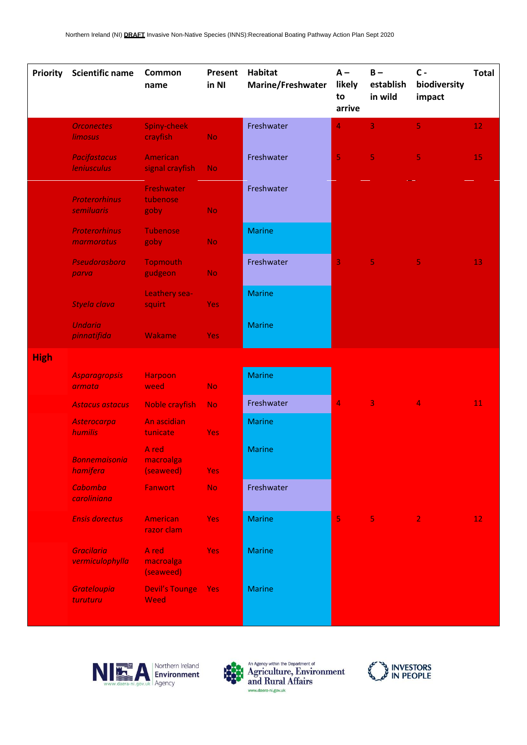| Priority | Scientific name | Common name | Present in NI | Habitat Marine/Freshwater | A – likely to arrive | B – establish in wild | C - biodiversity impact | Total |
|---|---|---|---|---|---|---|---|---|
| | *Orconectes limosus* | Spiny-cheek crayfish | No | Freshwater | 4 | 3 | 5 | 12 |
| | *Pacifastacus leniusculus* | American signal crayfish | No | Freshwater | 5 | 5 | 5 | 15 |
| | *Proterorhinus semiluaris* | Freshwater tubenose goby | No | Freshwater | 3 | 5 | 5 | 13 |
| | *Proterorhinus marmoratus* | Tubenose goby | No | Marine | | | | |
| | *Pseudorasbora parva* | Topmouth gudgeon | No | Freshwater | | | | |
| | *Styela clava* | Leathery sea-squirt | Yes | Marine | | | | |
| | *Undaria pinnatifida* | Wakame | Yes | Marine | | | | |
| **High** | | | | | | | | |
| | *Asparagropsis armata* | Harpoon weed | No | Marine | 4 | 3 | 4 | 11 |
| | *Astacus astacus* | Noble crayfish | No | Freshwater | | | | |
| | *Asterocarpa humilis* | An ascidian tunicate | Yes | Marine | | | | |
| | *Bonnemaisonia hamifera* | A red macroalga (seaweed) | Yes | Marine | | | | |
| | *Cabomba caroliniana* | Fanwort | No | Freshwater | | | | |
| | *Ensis dorectus* | American razor clam | Yes | Marine | 5 | 5 | 2 | 12 |
| | *Gracilaria vermiculophylla* | A red macroalga (seaweed) | Yes | Marine | | | | |
| | *Grateloupia turuturu* | Devil's Tounge Weed | Yes | Marine | | | | |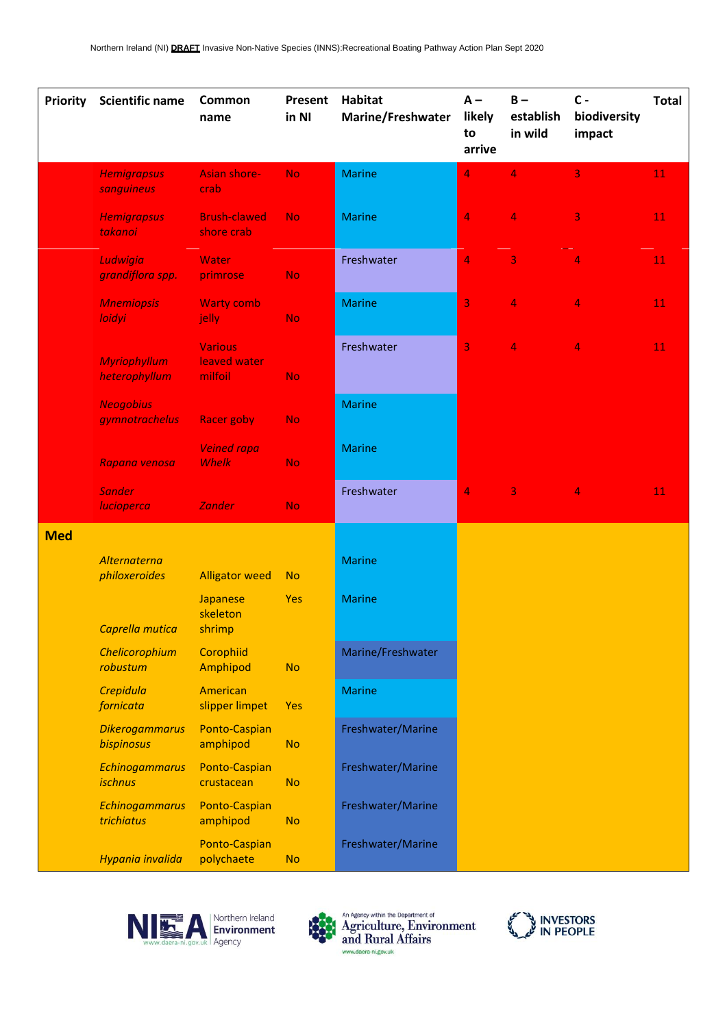| Priority | Scientific name | Common name | Present in NI | Habitat Marine/Freshwater | A – likely to arrive | B – establish in wild | C - biodiversity impact | Total |
|---|---|---|---|---|---|---|---|---|
| | *Hemigrapsus sanguineus* | Asian shore-crab | No | Marine | 4 | 4 | 3 | 11 |
| | *Hemigrapsus takanoi* | Brush-clawed shore crab | No | Marine | 4 | 4 | 3 | 11 |
| | *Ludwigia grandiflora spp.* | Water primrose | No | Freshwater | 4 | 3 | 4 | 11 |
| | *Mnemiopsis loidyi* | Warty comb jelly | No | Marine | 3 | 4 | 4 | 11 |
| | *Myriophyllum heterophyllum* | Various leaved water milfoil | No | Freshwater | 3 | 4 | 4 | 11 |
| | *Neogobius gymnotrachelus* | Racer goby | No | Marine | | | | |
| | *Rapana venosa* | *Veined rapa Whelk* | No | Marine | | | | |
| | *Sander lucioperca* | *Zander* | No | Freshwater | 4 | 3 | 4 | 11 |
| **Med** | | | | | | | | |
| | *Alternaterna philoxeroides* | Alligator weed | No | Marine | | | | |
| | *Caprella mutica* | Japanese skeleton shrimp | Yes | Marine | | | | |
| | *Chelicorophium robustum* | Corophiid Amphipod | No | Marine/Freshwater | | | | |
| | *Crepidula fornicata* | American slipper limpet | Yes | Marine | | | | |
| | *Dikerogammarus bispinosus* | Ponto-Caspian amphipod | No | Freshwater/Marine | | | | |
| | *Echinogammarus ischnus* | Ponto-Caspian crustacean | No | Freshwater/Marine | | | | |
| | *Echinogammarus trichiatus* | Ponto-Caspian amphipod | No | Freshwater/Marine | | | | |
| | *Hypania invalida* | Ponto-Caspian polychaete | No | Freshwater/Marine | | | | |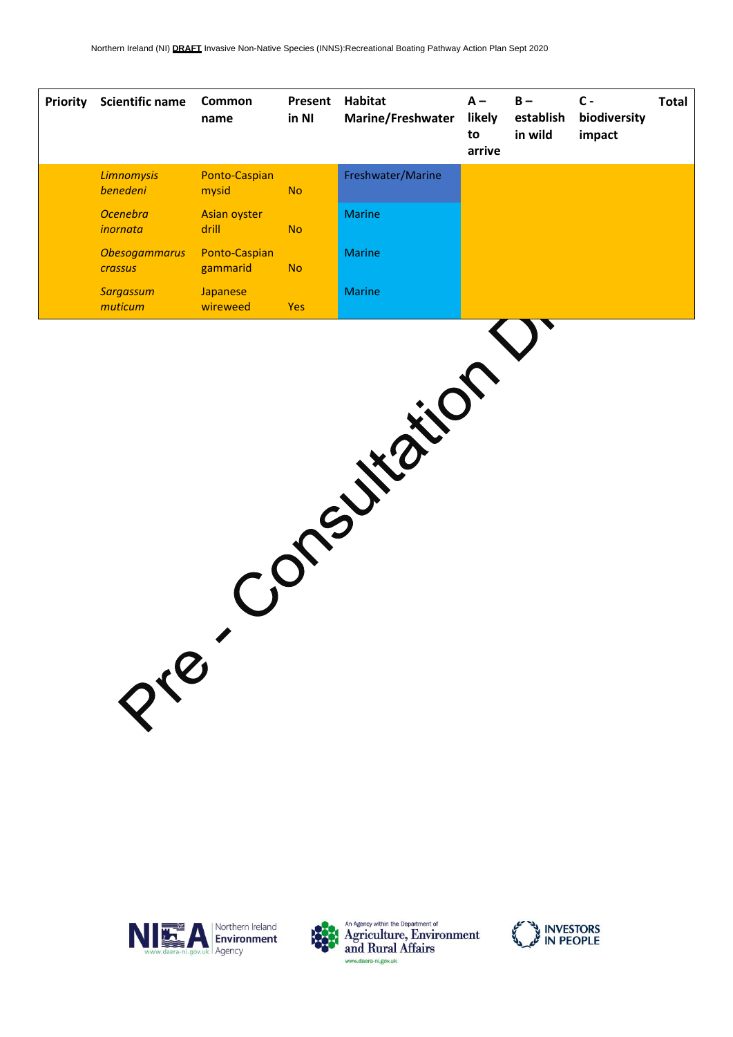| Priority | Scientific name | Common name | Present in NI | Habitat Marine/Freshwater | A – likely to arrive | B – establish in wild | C - biodiversity impact | Total |
|---|---|---|---|---|---|---|---|---|
| | *Limnomysis benedeni* | Ponto-Caspian mysid | No | Freshwater/Marine | | | | |
| | *Ocenebra inornata* | Asian oyster drill | No | Marine | | | | |
| | *Obesogammarus crassus* | Ponto-Caspian gammarid | No | Marine | | | | |
| | *Sargassum muticum* | Japanese wireweed | Yes | Marine | | | | |

Pre - Consultation D